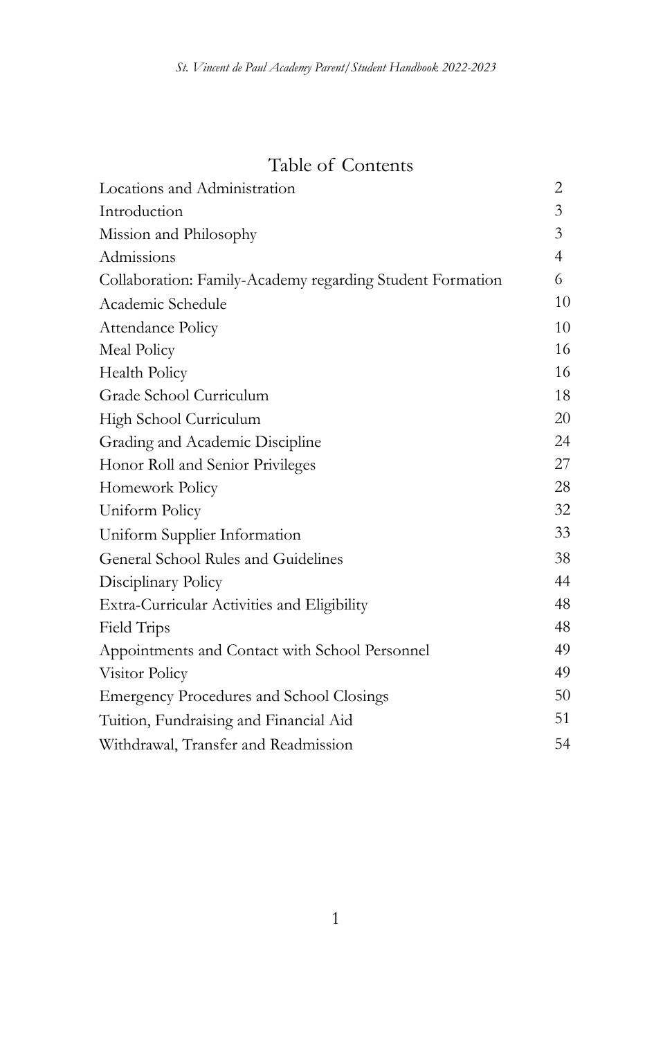# Table of Contents

| | |
|---|---|
| Locations and Administration | 2 |
| Introduction | 3 |
| Mission and Philosophy | 3 |
| Admissions | 4 |
| Collaboration: Family-Academy regarding Student Formation | 6 |
| Academic Schedule | 10 |
| Attendance Policy | 10 |
| Meal Policy | 16 |
| Health Policy | 16 |
| Grade School Curriculum | 18 |
| High School Curriculum | 20 |
| Grading and Academic Discipline | 24 |
| Honor Roll and Senior Privileges | 27 |
| Homework Policy | 28 |
| Uniform Policy | 32 |
| Uniform Supplier Information | 33 |
| General School Rules and Guidelines | 38 |
| Disciplinary Policy | 44 |
| Extra-Curricular Activities and Eligibility | 48 |
| Field Trips | 48 |
| Appointments and Contact with School Personnel | 49 |
| Visitor Policy | 49 |
| Emergency Procedures and School Closings | 50 |
| Tuition, Fundraising and Financial Aid | 51 |
| Withdrawal, Transfer and Readmission | 54 |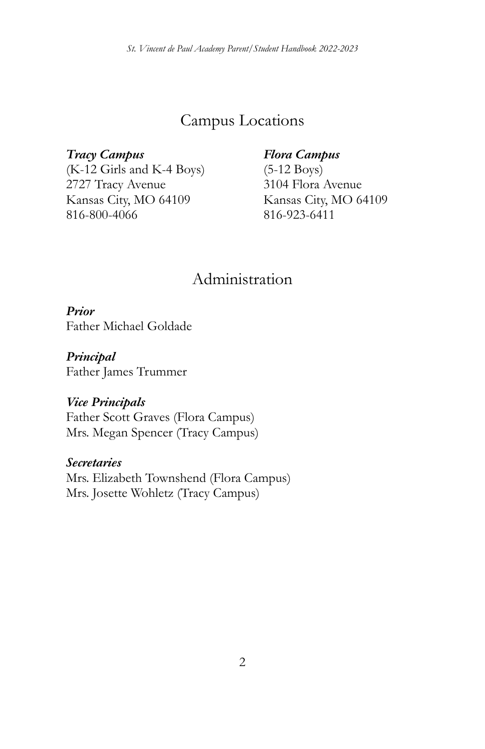## Campus Locations

***Tracy Campus***
(K-12 Girls and K-4 Boys)
2727 Tracy Avenue
Kansas City, MO 64109
816-800-4066

***Flora Campus***
(5-12 Boys)
3104 Flora Avenue
Kansas City, MO 64109
816-923-6411

## Administration

***Prior***
Father Michael Goldade

***Principal***
Father James Trummer

***Vice Principals***
Father Scott Graves (Flora Campus)
Mrs. Megan Spencer (Tracy Campus)

***Secretaries***
Mrs. Elizabeth Townshend (Flora Campus)
Mrs. Josette Wohletz (Tracy Campus)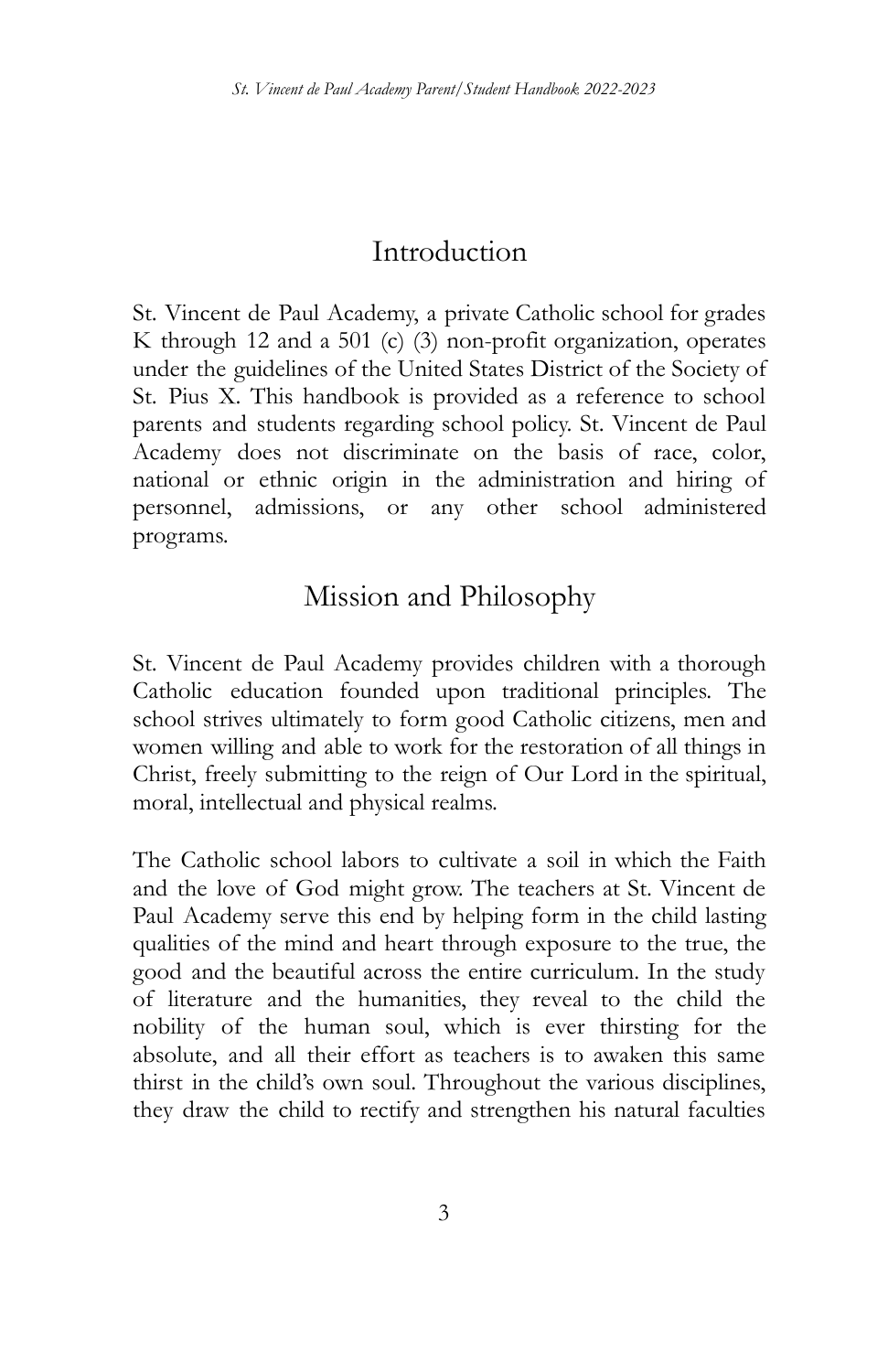# Introduction

St. Vincent de Paul Academy, a private Catholic school for grades K through 12 and a 501 (c) (3) non-profit organization, operates under the guidelines of the United States District of the Society of St. Pius X. This handbook is provided as a reference to school parents and students regarding school policy. St. Vincent de Paul Academy does not discriminate on the basis of race, color, national or ethnic origin in the administration and hiring of personnel, admissions, or any other school administered programs.

# Mission and Philosophy

St. Vincent de Paul Academy provides children with a thorough Catholic education founded upon traditional principles. The school strives ultimately to form good Catholic citizens, men and women willing and able to work for the restoration of all things in Christ, freely submitting to the reign of Our Lord in the spiritual, moral, intellectual and physical realms.

The Catholic school labors to cultivate a soil in which the Faith and the love of God might grow. The teachers at St. Vincent de Paul Academy serve this end by helping form in the child lasting qualities of the mind and heart through exposure to the true, the good and the beautiful across the entire curriculum. In the study of literature and the humanities, they reveal to the child the nobility of the human soul, which is ever thirsting for the absolute, and all their effort as teachers is to awaken this same thirst in the child's own soul. Throughout the various disciplines, they draw the child to rectify and strengthen his natural faculties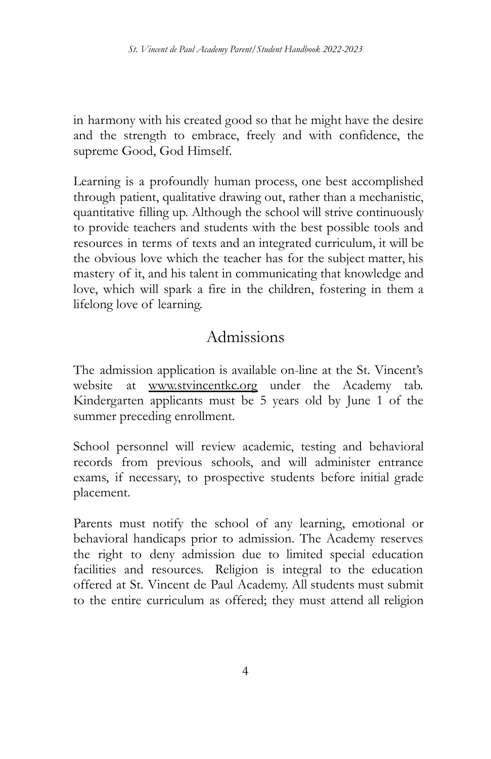in harmony with his created good so that he might have the desire and the strength to embrace, freely and with confidence, the supreme Good, God Himself.

Learning is a profoundly human process, one best accomplished through patient, qualitative drawing out, rather than a mechanistic, quantitative filling up. Although the school will strive continuously to provide teachers and students with the best possible tools and resources in terms of texts and an integrated curriculum, it will be the obvious love which the teacher has for the subject matter, his mastery of it, and his talent in communicating that knowledge and love, which will spark a fire in the children, fostering in them a lifelong love of learning.

## Admissions

The admission application is available on-line at the St. Vincent's website at www.stvincentkc.org under the Academy tab. Kindergarten applicants must be 5 years old by June 1 of the summer preceding enrollment.

School personnel will review academic, testing and behavioral records from previous schools, and will administer entrance exams, if necessary, to prospective students before initial grade placement.

Parents must notify the school of any learning, emotional or behavioral handicaps prior to admission. The Academy reserves the right to deny admission due to limited special education facilities and resources. Religion is integral to the education offered at St. Vincent de Paul Academy. All students must submit to the entire curriculum as offered; they must attend all religion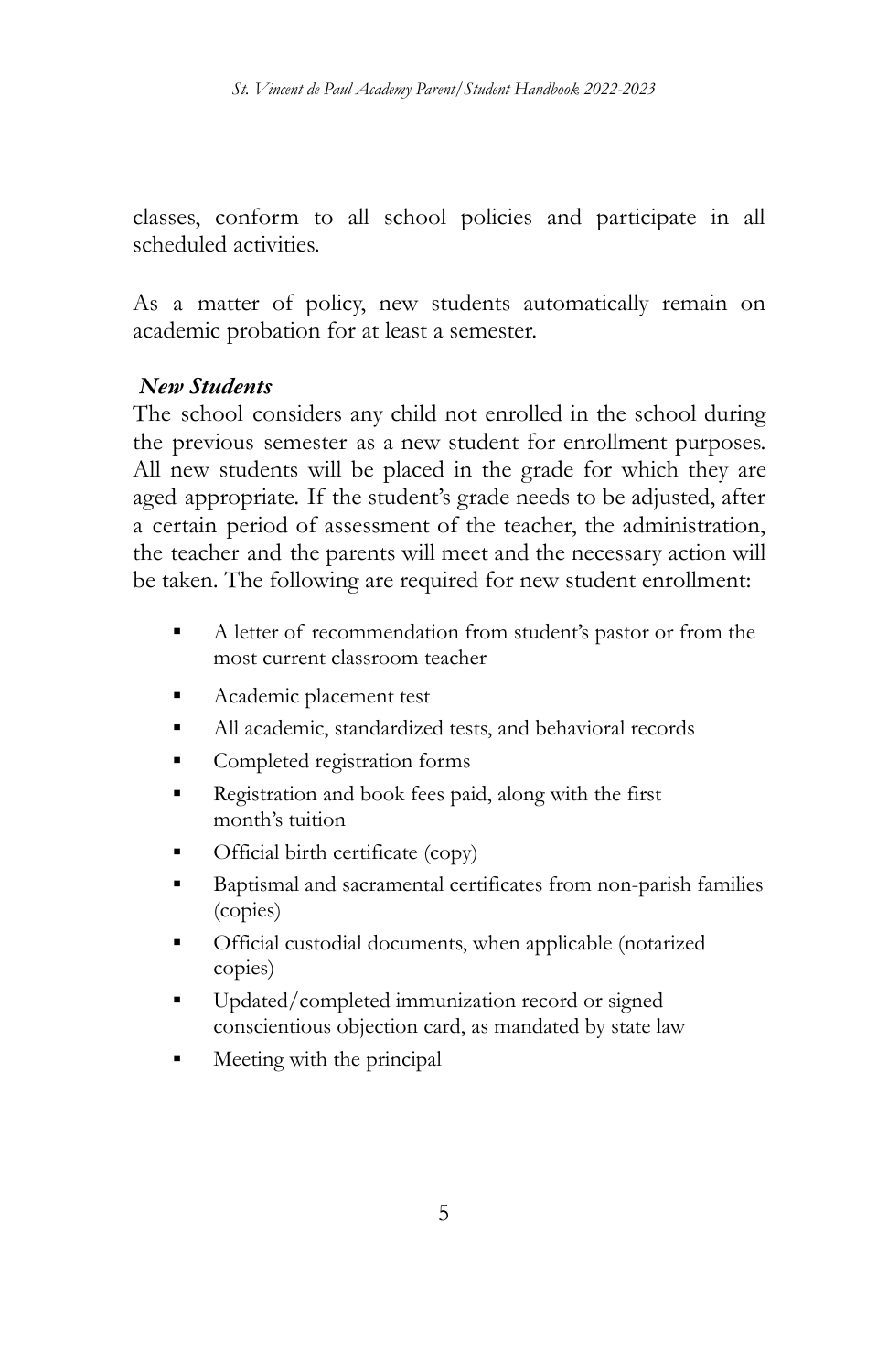classes, conform to all school policies and participate in all scheduled activities.

As a matter of policy, new students automatically remain on academic probation for at least a semester.

### *New Students*

The school considers any child not enrolled in the school during the previous semester as a new student for enrollment purposes. All new students will be placed in the grade for which they are aged appropriate. If the student's grade needs to be adjusted, after a certain period of assessment of the teacher, the administration, the teacher and the parents will meet and the necessary action will be taken. The following are required for new student enrollment:

- A letter of recommendation from student's pastor or from the most current classroom teacher
- Academic placement test
- All academic, standardized tests, and behavioral records
- Completed registration forms
- Registration and book fees paid, along with the first month's tuition
- Official birth certificate (copy)
- Baptismal and sacramental certificates from non-parish families (copies)
- Official custodial documents, when applicable (notarized copies)
- Updated/completed immunization record or signed conscientious objection card, as mandated by state law
- Meeting with the principal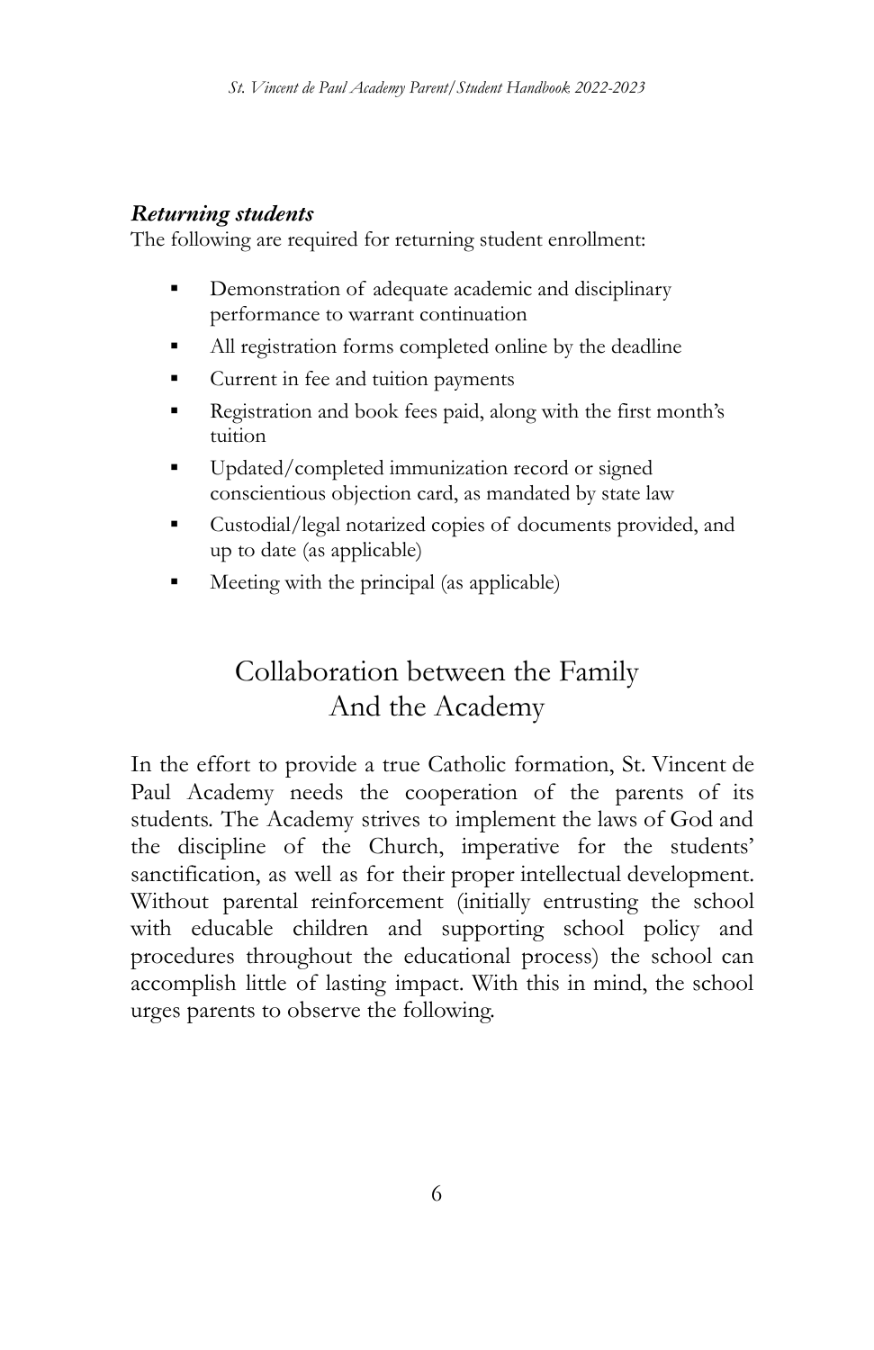### *Returning students*

The following are required for returning student enrollment:

- Demonstration of adequate academic and disciplinary performance to warrant continuation
- All registration forms completed online by the deadline
- Current in fee and tuition payments
- Registration and book fees paid, along with the first month's tuition
- Updated/completed immunization record or signed conscientious objection card, as mandated by state law
- Custodial/legal notarized copies of documents provided, and up to date (as applicable)
- Meeting with the principal (as applicable)

## Collaboration between the Family And the Academy

In the effort to provide a true Catholic formation, St. Vincent de Paul Academy needs the cooperation of the parents of its students. The Academy strives to implement the laws of God and the discipline of the Church, imperative for the students' sanctification, as well as for their proper intellectual development. Without parental reinforcement (initially entrusting the school with educable children and supporting school policy and procedures throughout the educational process) the school can accomplish little of lasting impact. With this in mind, the school urges parents to observe the following.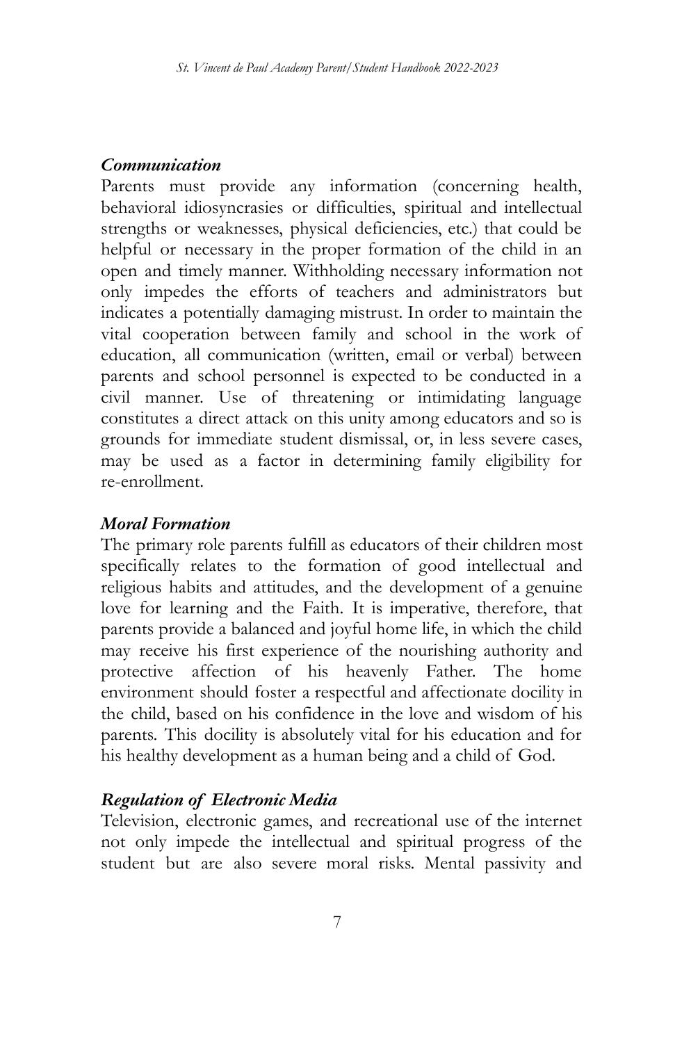### *Communication*

Parents must provide any information (concerning health, behavioral idiosyncrasies or difficulties, spiritual and intellectual strengths or weaknesses, physical deficiencies, etc.) that could be helpful or necessary in the proper formation of the child in an open and timely manner. Withholding necessary information not only impedes the efforts of teachers and administrators but indicates a potentially damaging mistrust. In order to maintain the vital cooperation between family and school in the work of education, all communication (written, email or verbal) between parents and school personnel is expected to be conducted in a civil manner. Use of threatening or intimidating language constitutes a direct attack on this unity among educators and so is grounds for immediate student dismissal, or, in less severe cases, may be used as a factor in determining family eligibility for re-enrollment.

### *Moral Formation*

The primary role parents fulfill as educators of their children most specifically relates to the formation of good intellectual and religious habits and attitudes, and the development of a genuine love for learning and the Faith. It is imperative, therefore, that parents provide a balanced and joyful home life, in which the child may receive his first experience of the nourishing authority and protective affection of his heavenly Father. The home environment should foster a respectful and affectionate docility in the child, based on his confidence in the love and wisdom of his parents. This docility is absolutely vital for his education and for his healthy development as a human being and a child of God.

### *Regulation of Electronic Media*

Television, electronic games, and recreational use of the internet not only impede the intellectual and spiritual progress of the student but are also severe moral risks. Mental passivity and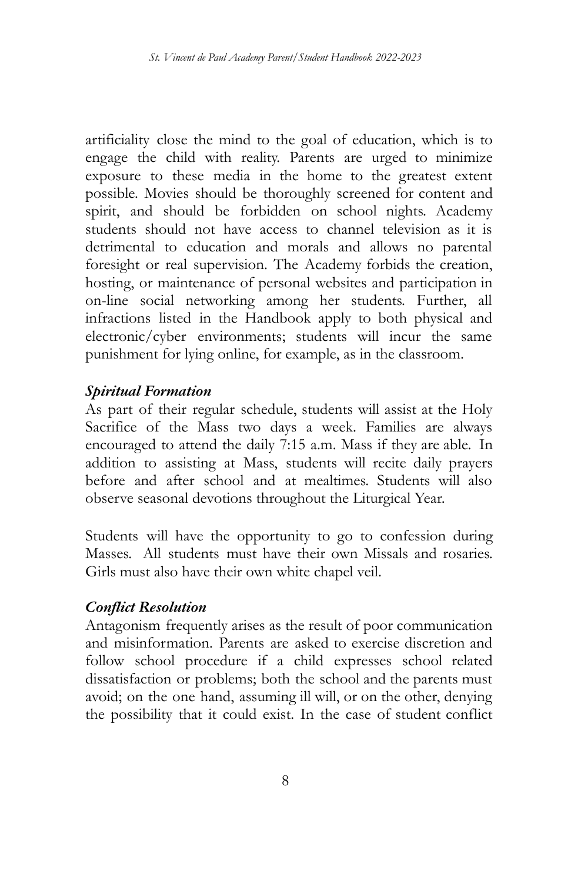artificiality close the mind to the goal of education, which is to engage the child with reality. Parents are urged to minimize exposure to these media in the home to the greatest extent possible. Movies should be thoroughly screened for content and spirit, and should be forbidden on school nights. Academy students should not have access to channel television as it is detrimental to education and morals and allows no parental foresight or real supervision. The Academy forbids the creation, hosting, or maintenance of personal websites and participation in on-line social networking among her students. Further, all infractions listed in the Handbook apply to both physical and electronic/cyber environments; students will incur the same punishment for lying online, for example, as in the classroom.

***Spiritual Formation***

As part of their regular schedule, students will assist at the Holy Sacrifice of the Mass two days a week. Families are always encouraged to attend the daily 7:15 a.m. Mass if they are able. In addition to assisting at Mass, students will recite daily prayers before and after school and at mealtimes. Students will also observe seasonal devotions throughout the Liturgical Year.

Students will have the opportunity to go to confession during Masses. All students must have their own Missals and rosaries. Girls must also have their own white chapel veil.

***Conflict Resolution***

Antagonism frequently arises as the result of poor communication and misinformation. Parents are asked to exercise discretion and follow school procedure if a child expresses school related dissatisfaction or problems; both the school and the parents must avoid; on the one hand, assuming ill will, or on the other, denying the possibility that it could exist. In the case of student conflict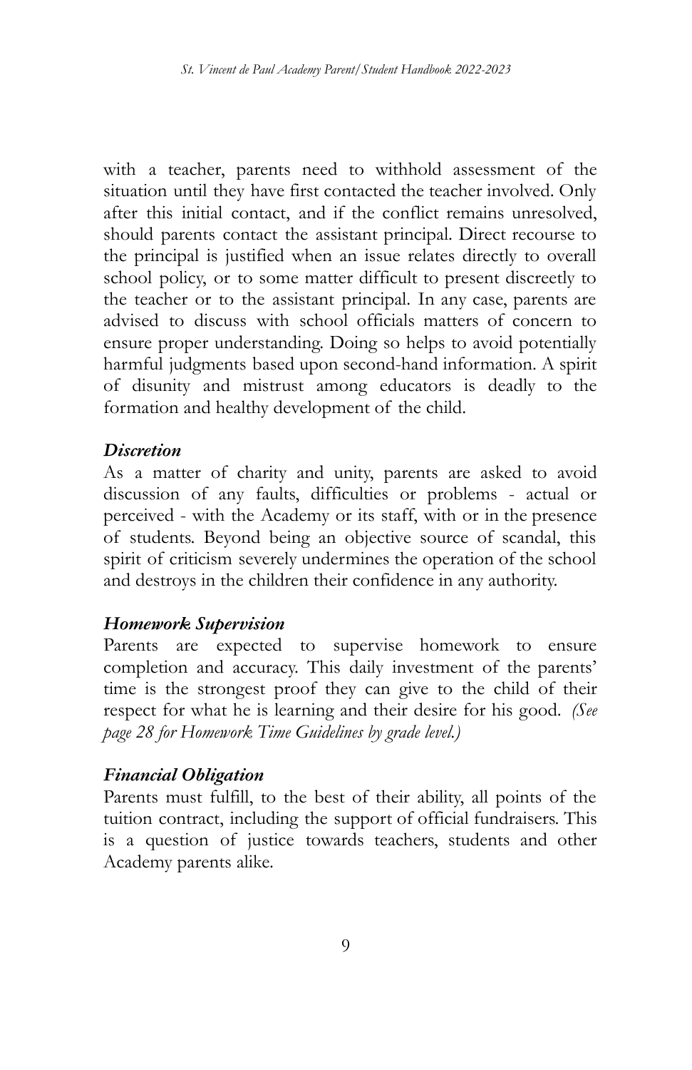with a teacher, parents need to withhold assessment of the situation until they have first contacted the teacher involved. Only after this initial contact, and if the conflict remains unresolved, should parents contact the assistant principal. Direct recourse to the principal is justified when an issue relates directly to overall school policy, or to some matter difficult to present discreetly to the teacher or to the assistant principal. In any case, parents are advised to discuss with school officials matters of concern to ensure proper understanding. Doing so helps to avoid potentially harmful judgments based upon second-hand information. A spirit of disunity and mistrust among educators is deadly to the formation and healthy development of the child.

***Discretion***

As a matter of charity and unity, parents are asked to avoid discussion of any faults, difficulties or problems - actual or perceived - with the Academy or its staff, with or in the presence of students. Beyond being an objective source of scandal, this spirit of criticism severely undermines the operation of the school and destroys in the children their confidence in any authority.

***Homework Supervision***

Parents are expected to supervise homework to ensure completion and accuracy. This daily investment of the parents' time is the strongest proof they can give to the child of their respect for what he is learning and their desire for his good. *(See page 28 for Homework Time Guidelines by grade level.)*

***Financial Obligation***

Parents must fulfill, to the best of their ability, all points of the tuition contract, including the support of official fundraisers. This is a question of justice towards teachers, students and other Academy parents alike.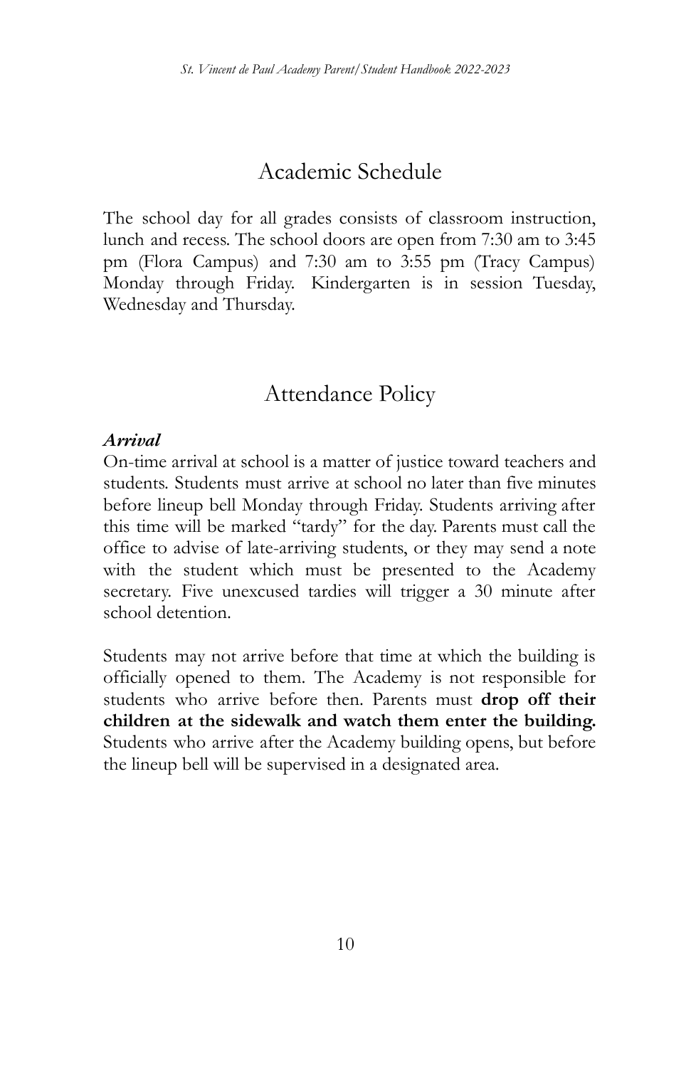## Academic Schedule

The school day for all grades consists of classroom instruction, lunch and recess. The school doors are open from 7:30 am to 3:45 pm (Flora Campus) and 7:30 am to 3:55 pm (Tracy Campus) Monday through Friday. Kindergarten is in session Tuesday, Wednesday and Thursday.

## Attendance Policy

### *Arrival*

On-time arrival at school is a matter of justice toward teachers and students. Students must arrive at school no later than five minutes before lineup bell Monday through Friday. Students arriving after this time will be marked "tardy" for the day. Parents must call the office to advise of late-arriving students, or they may send a note with the student which must be presented to the Academy secretary. Five unexcused tardies will trigger a 30 minute after school detention.

Students may not arrive before that time at which the building is officially opened to them. The Academy is not responsible for students who arrive before then. Parents must **drop off their children at the sidewalk and watch them enter the building.** Students who arrive after the Academy building opens, but before the lineup bell will be supervised in a designated area.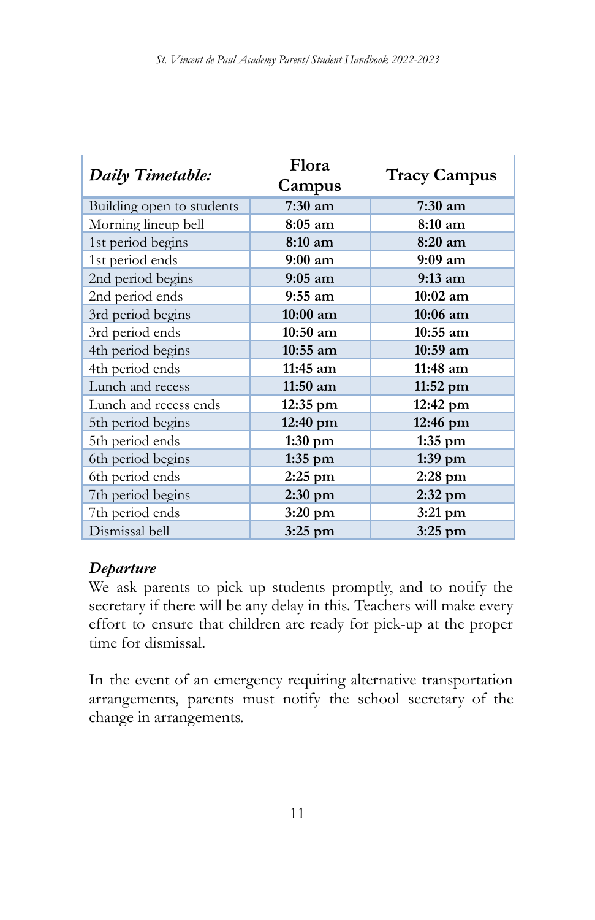| *Daily Timetable:* | Flora Campus | Tracy Campus |
|---|---|---|
| Building open to students | **7:30 am** | **7:30 am** |
| Morning lineup bell | **8:05 am** | **8:10 am** |
| 1st period begins | **8:10 am** | **8:20 am** |
| 1st period ends | **9:00 am** | **9:09 am** |
| 2nd period begins | **9:05 am** | **9:13 am** |
| 2nd period ends | **9:55 am** | **10:02 am** |
| 3rd period begins | **10:00 am** | **10:06 am** |
| 3rd period ends | **10:50 am** | **10:55 am** |
| 4th period begins | **10:55 am** | **10:59 am** |
| 4th period ends | **11:45 am** | **11:48 am** |
| Lunch and recess | **11:50 am** | **11:52 pm** |
| Lunch and recess ends | **12:35 pm** | **12:42 pm** |
| 5th period begins | **12:40 pm** | **12:46 pm** |
| 5th period ends | **1:30 pm** | **1:35 pm** |
| 6th period begins | **1:35 pm** | **1:39 pm** |
| 6th period ends | **2:25 pm** | **2:28 pm** |
| 7th period begins | **2:30 pm** | **2:32 pm** |
| 7th period ends | **3:20 pm** | **3:21 pm** |
| Dismissal bell | **3:25 pm** | **3:25 pm** |

### *Departure*

We ask parents to pick up students promptly, and to notify the secretary if there will be any delay in this. Teachers will make every effort to ensure that children are ready for pick-up at the proper time for dismissal.

In the event of an emergency requiring alternative transportation arrangements, parents must notify the school secretary of the change in arrangements.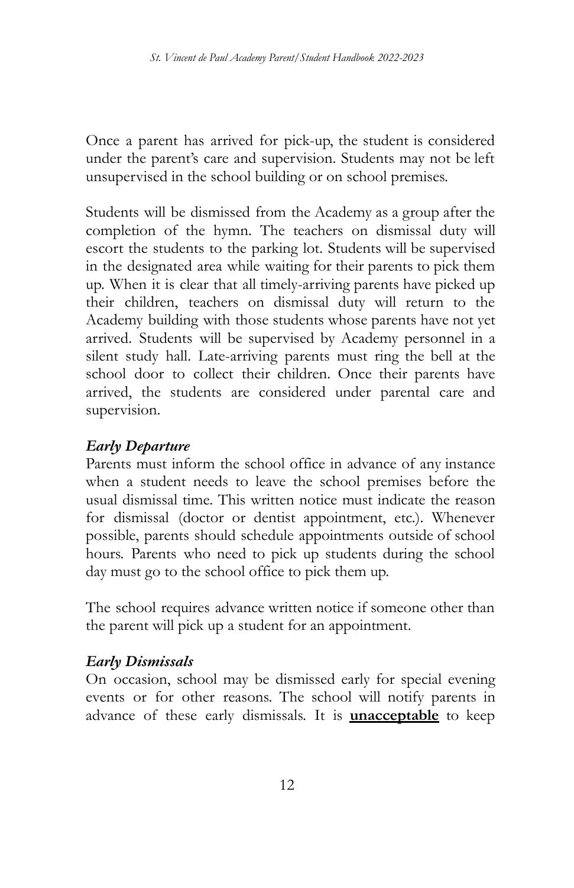Once a parent has arrived for pick-up, the student is considered under the parent's care and supervision. Students may not be left unsupervised in the school building or on school premises.

Students will be dismissed from the Academy as a group after the completion of the hymn. The teachers on dismissal duty will escort the students to the parking lot. Students will be supervised in the designated area while waiting for their parents to pick them up. When it is clear that all timely-arriving parents have picked up their children, teachers on dismissal duty will return to the Academy building with those students whose parents have not yet arrived. Students will be supervised by Academy personnel in a silent study hall. Late-arriving parents must ring the bell at the school door to collect their children. Once their parents have arrived, the students are considered under parental care and supervision.

### *Early Departure*

Parents must inform the school office in advance of any instance when a student needs to leave the school premises before the usual dismissal time. This written notice must indicate the reason for dismissal (doctor or dentist appointment, etc.). Whenever possible, parents should schedule appointments outside of school hours. Parents who need to pick up students during the school day must go to the school office to pick them up.

The school requires advance written notice if someone other than the parent will pick up a student for an appointment.

### *Early Dismissals*

On occasion, school may be dismissed early for special evening events or for other reasons. The school will notify parents in advance of these early dismissals. It is **<u>unacceptable</u>** to keep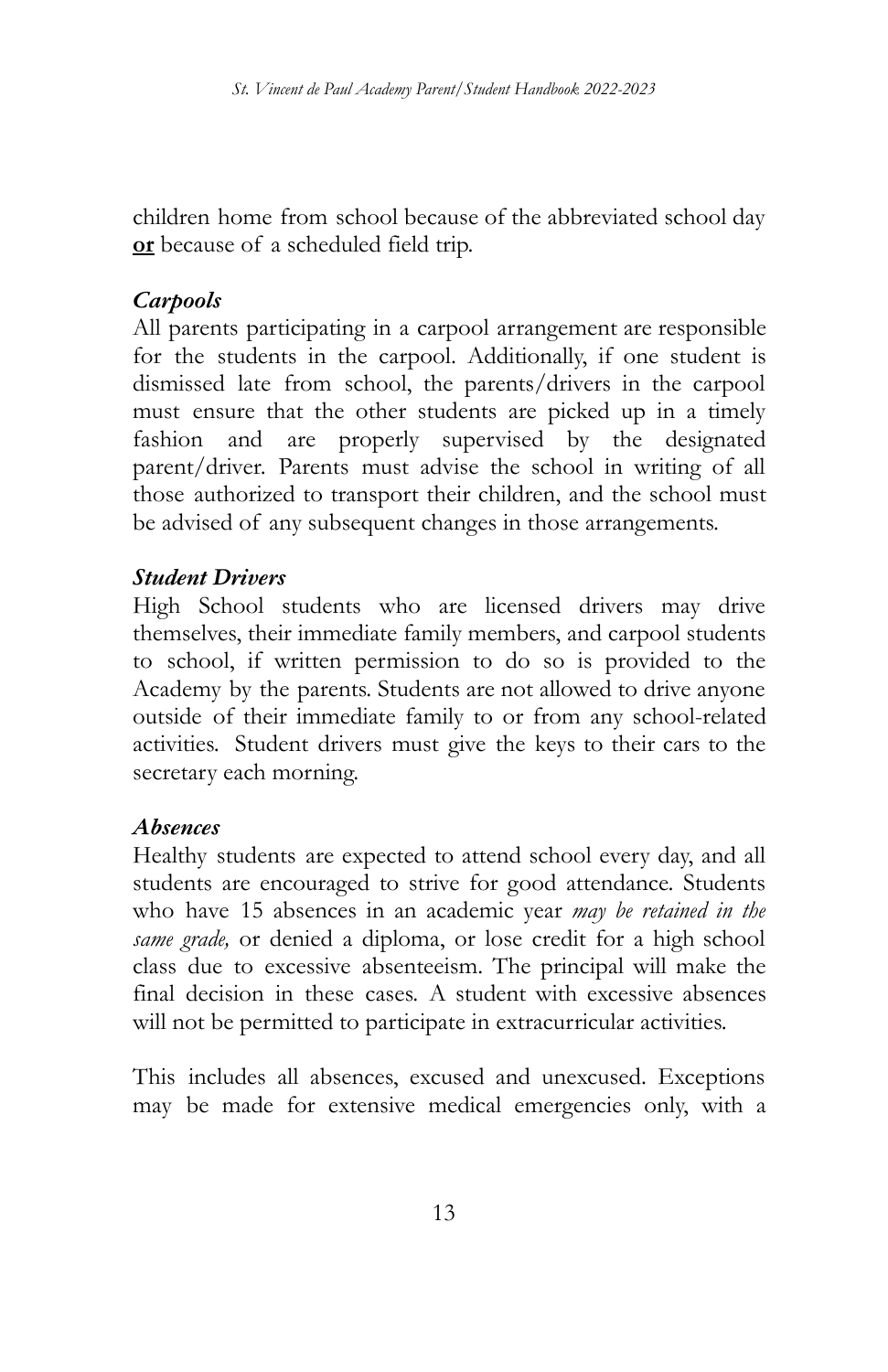children home from school because of the abbreviated school day **<u>or</u>** because of a scheduled field trip.

### *Carpools*

All parents participating in a carpool arrangement are responsible for the students in the carpool. Additionally, if one student is dismissed late from school, the parents/drivers in the carpool must ensure that the other students are picked up in a timely fashion and are properly supervised by the designated parent/driver. Parents must advise the school in writing of all those authorized to transport their children, and the school must be advised of any subsequent changes in those arrangements.

### *Student Drivers*

High School students who are licensed drivers may drive themselves, their immediate family members, and carpool students to school, if written permission to do so is provided to the Academy by the parents. Students are not allowed to drive anyone outside of their immediate family to or from any school-related activities. Student drivers must give the keys to their cars to the secretary each morning.

### *Absences*

Healthy students are expected to attend school every day, and all students are encouraged to strive for good attendance. Students who have 15 absences in an academic year *may be retained in the same grade,* or denied a diploma, or lose credit for a high school class due to excessive absenteeism. The principal will make the final decision in these cases. A student with excessive absences will not be permitted to participate in extracurricular activities.

This includes all absences, excused and unexcused. Exceptions may be made for extensive medical emergencies only, with a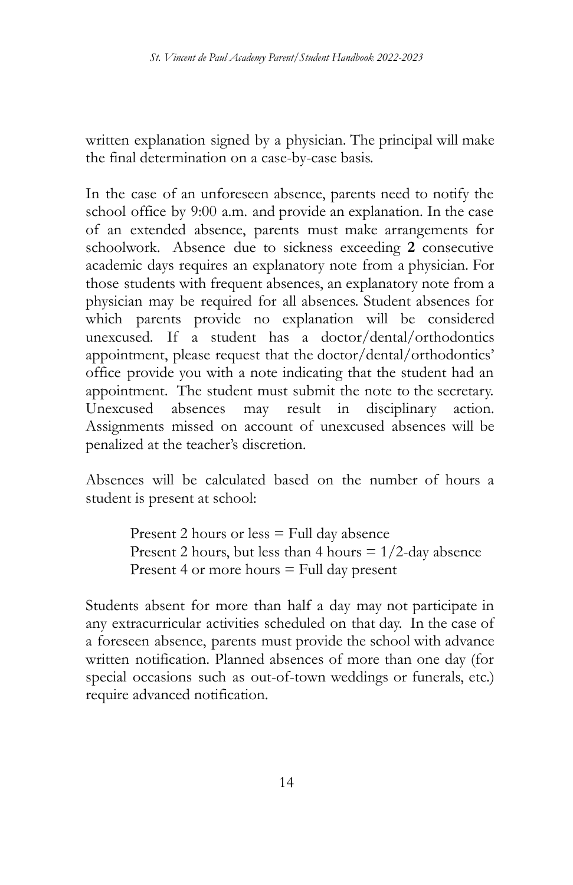written explanation signed by a physician. The principal will make the final determination on a case-by-case basis.

In the case of an unforeseen absence, parents need to notify the school office by 9:00 a.m. and provide an explanation. In the case of an extended absence, parents must make arrangements for schoolwork. Absence due to sickness exceeding **2** consecutive academic days requires an explanatory note from a physician. For those students with frequent absences, an explanatory note from a physician may be required for all absences. Student absences for which parents provide no explanation will be considered unexcused. If a student has a doctor/dental/orthodontics appointment, please request that the doctor/dental/orthodontics' office provide you with a note indicating that the student had an appointment. The student must submit the note to the secretary. Unexcused absences may result in disciplinary action. Assignments missed on account of unexcused absences will be penalized at the teacher's discretion.

Absences will be calculated based on the number of hours a student is present at school:

> Present 2 hours or less = Full day absence
> Present 2 hours, but less than 4 hours = 1/2-day absence
> Present 4 or more hours = Full day present

Students absent for more than half a day may not participate in any extracurricular activities scheduled on that day. In the case of a foreseen absence, parents must provide the school with advance written notification. Planned absences of more than one day (for special occasions such as out-of-town weddings or funerals, etc.) require advanced notification.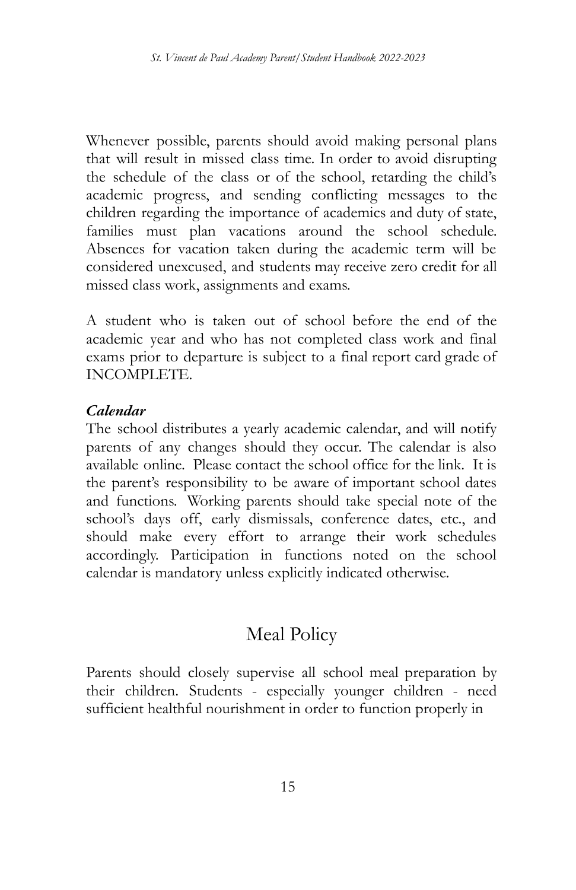Whenever possible, parents should avoid making personal plans that will result in missed class time. In order to avoid disrupting the schedule of the class or of the school, retarding the child's academic progress, and sending conflicting messages to the children regarding the importance of academics and duty of state, families must plan vacations around the school schedule. Absences for vacation taken during the academic term will be considered unexcused, and students may receive zero credit for all missed class work, assignments and exams.

A student who is taken out of school before the end of the academic year and who has not completed class work and final exams prior to departure is subject to a final report card grade of INCOMPLETE.

***Calendar***

The school distributes a yearly academic calendar, and will notify parents of any changes should they occur. The calendar is also available online. Please contact the school office for the link. It is the parent's responsibility to be aware of important school dates and functions. Working parents should take special note of the school's days off, early dismissals, conference dates, etc., and should make every effort to arrange their work schedules accordingly. Participation in functions noted on the school calendar is mandatory unless explicitly indicated otherwise.

## Meal Policy

Parents should closely supervise all school meal preparation by their children. Students - especially younger children - need sufficient healthful nourishment in order to function properly in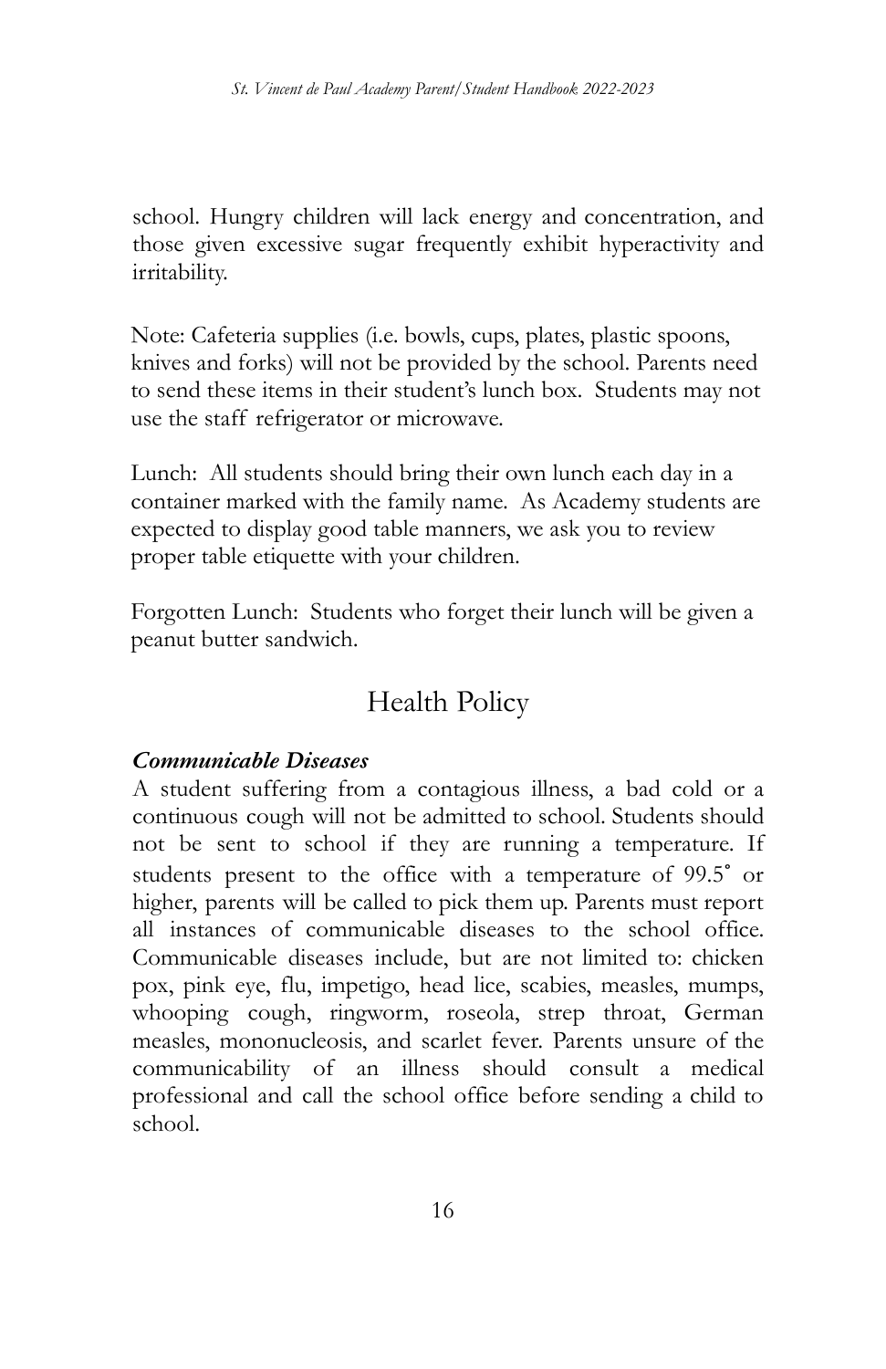school. Hungry children will lack energy and concentration, and those given excessive sugar frequently exhibit hyperactivity and irritability.

Note: Cafeteria supplies (i.e. bowls, cups, plates, plastic spoons, knives and forks) will not be provided by the school. Parents need to send these items in their student's lunch box. Students may not use the staff refrigerator or microwave.

Lunch: All students should bring their own lunch each day in a container marked with the family name. As Academy students are expected to display good table manners, we ask you to review proper table etiquette with your children.

Forgotten Lunch: Students who forget their lunch will be given a peanut butter sandwich.

## Health Policy

***Communicable Diseases***

A student suffering from a contagious illness, a bad cold or a continuous cough will not be admitted to school. Students should not be sent to school if they are running a temperature. If students present to the office with a temperature of 99.5˚ or higher, parents will be called to pick them up. Parents must report all instances of communicable diseases to the school office. Communicable diseases include, but are not limited to: chicken pox, pink eye, flu, impetigo, head lice, scabies, measles, mumps, whooping cough, ringworm, roseola, strep throat, German measles, mononucleosis, and scarlet fever. Parents unsure of the communicability of an illness should consult a medical professional and call the school office before sending a child to school.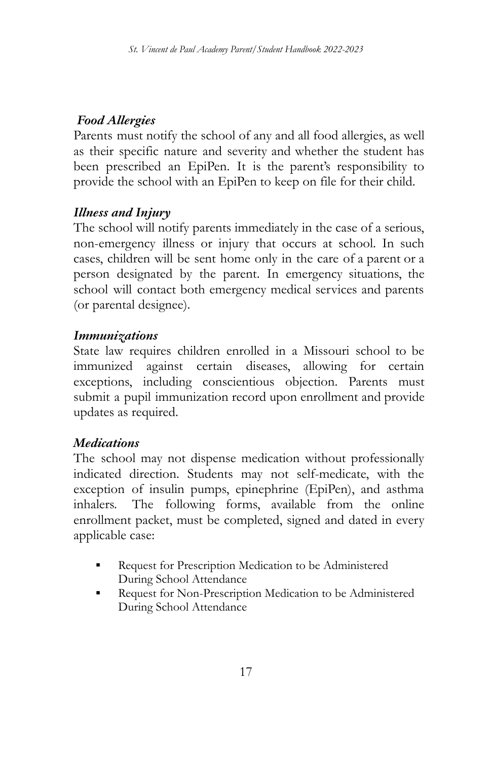***Food Allergies***

Parents must notify the school of any and all food allergies, as well as their specific nature and severity and whether the student has been prescribed an EpiPen. It is the parent's responsibility to provide the school with an EpiPen to keep on file for their child.

***Illness and Injury***

The school will notify parents immediately in the case of a serious, non-emergency illness or injury that occurs at school. In such cases, children will be sent home only in the care of a parent or a person designated by the parent. In emergency situations, the school will contact both emergency medical services and parents (or parental designee).

***Immunizations***

State law requires children enrolled in a Missouri school to be immunized against certain diseases, allowing for certain exceptions, including conscientious objection. Parents must submit a pupil immunization record upon enrollment and provide updates as required.

***Medications***

The school may not dispense medication without professionally indicated direction. Students may not self-medicate, with the exception of insulin pumps, epinephrine (EpiPen), and asthma inhalers. The following forms, available from the online enrollment packet, must be completed, signed and dated in every applicable case:

- Request for Prescription Medication to be Administered During School Attendance
- Request for Non-Prescription Medication to be Administered During School Attendance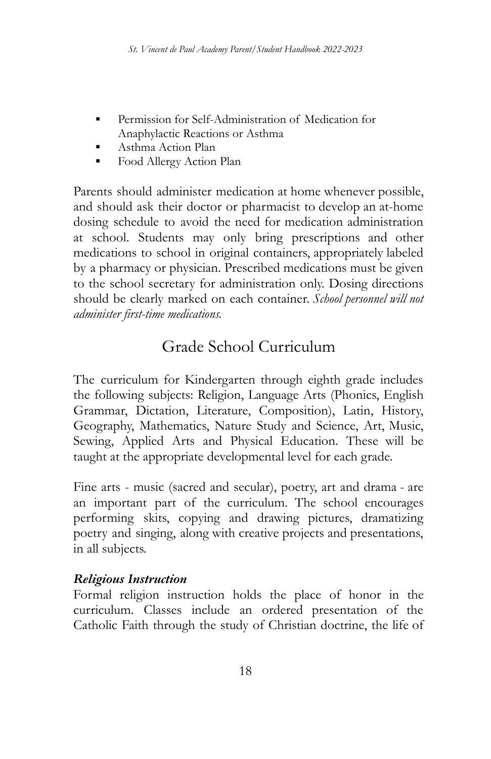- Permission for Self-Administration of Medication for Anaphylactic Reactions or Asthma
- Asthma Action Plan
- Food Allergy Action Plan

Parents should administer medication at home whenever possible, and should ask their doctor or pharmacist to develop an at-home dosing schedule to avoid the need for medication administration at school. Students may only bring prescriptions and other medications to school in original containers, appropriately labeled by a pharmacy or physician. Prescribed medications must be given to the school secretary for administration only. Dosing directions should be clearly marked on each container. *School personnel will not administer first-time medications.*

## Grade School Curriculum

The curriculum for Kindergarten through eighth grade includes the following subjects: Religion, Language Arts (Phonics, English Grammar, Dictation, Literature, Composition), Latin, History, Geography, Mathematics, Nature Study and Science, Art, Music, Sewing, Applied Arts and Physical Education. These will be taught at the appropriate developmental level for each grade.

Fine arts - music (sacred and secular), poetry, art and drama - are an important part of the curriculum. The school encourages performing skits, copying and drawing pictures, dramatizing poetry and singing, along with creative projects and presentations, in all subjects.

***Religious Instruction***

Formal religion instruction holds the place of honor in the curriculum. Classes include an ordered presentation of the Catholic Faith through the study of Christian doctrine, the life of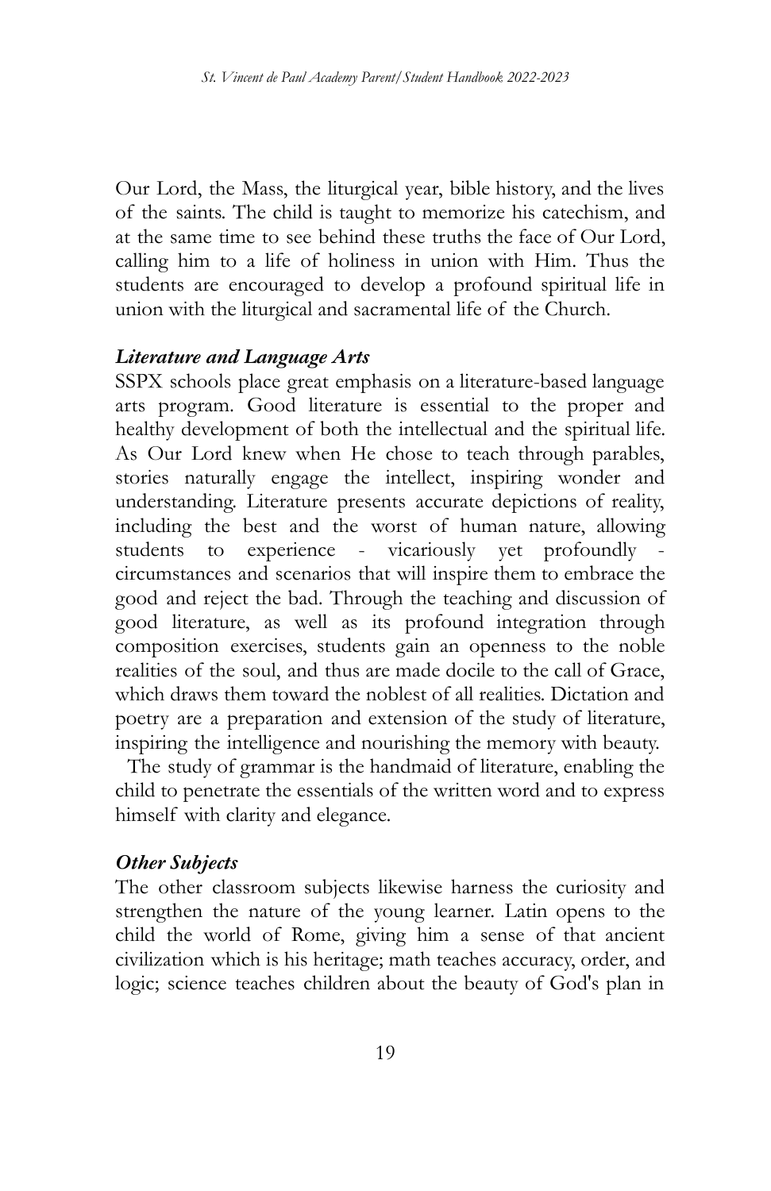Our Lord, the Mass, the liturgical year, bible history, and the lives of the saints. The child is taught to memorize his catechism, and at the same time to see behind these truths the face of Our Lord, calling him to a life of holiness in union with Him. Thus the students are encouraged to develop a profound spiritual life in union with the liturgical and sacramental life of the Church.

***Literature and Language Arts***

SSPX schools place great emphasis on a literature-based language arts program. Good literature is essential to the proper and healthy development of both the intellectual and the spiritual life. As Our Lord knew when He chose to teach through parables, stories naturally engage the intellect, inspiring wonder and understanding. Literature presents accurate depictions of reality, including the best and the worst of human nature, allowing students to experience - vicariously yet profoundly - circumstances and scenarios that will inspire them to embrace the good and reject the bad. Through the teaching and discussion of good literature, as well as its profound integration through composition exercises, students gain an openness to the noble realities of the soul, and thus are made docile to the call of Grace, which draws them toward the noblest of all realities. Dictation and poetry are a preparation and extension of the study of literature, inspiring the intelligence and nourishing the memory with beauty.

The study of grammar is the handmaid of literature, enabling the child to penetrate the essentials of the written word and to express himself with clarity and elegance.

***Other Subjects***

The other classroom subjects likewise harness the curiosity and strengthen the nature of the young learner. Latin opens to the child the world of Rome, giving him a sense of that ancient civilization which is his heritage; math teaches accuracy, order, and logic; science teaches children about the beauty of God's plan in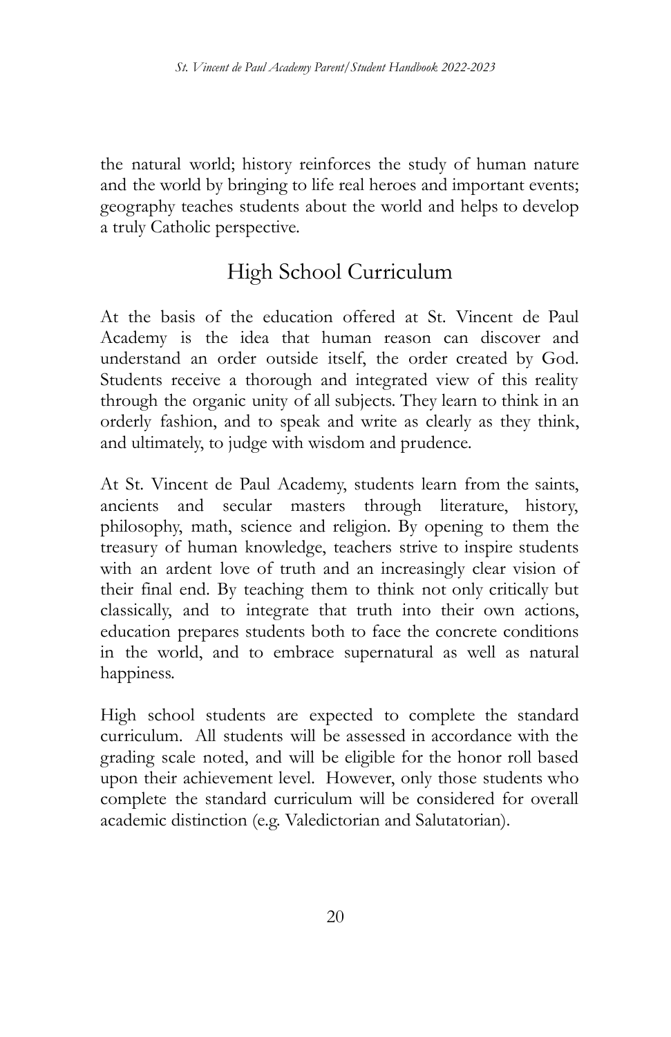the natural world; history reinforces the study of human nature and the world by bringing to life real heroes and important events; geography teaches students about the world and helps to develop a truly Catholic perspective.

## High School Curriculum

At the basis of the education offered at St. Vincent de Paul Academy is the idea that human reason can discover and understand an order outside itself, the order created by God. Students receive a thorough and integrated view of this reality through the organic unity of all subjects. They learn to think in an orderly fashion, and to speak and write as clearly as they think, and ultimately, to judge with wisdom and prudence.

At St. Vincent de Paul Academy, students learn from the saints, ancients and secular masters through literature, history, philosophy, math, science and religion. By opening to them the treasury of human knowledge, teachers strive to inspire students with an ardent love of truth and an increasingly clear vision of their final end. By teaching them to think not only critically but classically, and to integrate that truth into their own actions, education prepares students both to face the concrete conditions in the world, and to embrace supernatural as well as natural happiness.

High school students are expected to complete the standard curriculum. All students will be assessed in accordance with the grading scale noted, and will be eligible for the honor roll based upon their achievement level. However, only those students who complete the standard curriculum will be considered for overall academic distinction (e.g. Valedictorian and Salutatorian).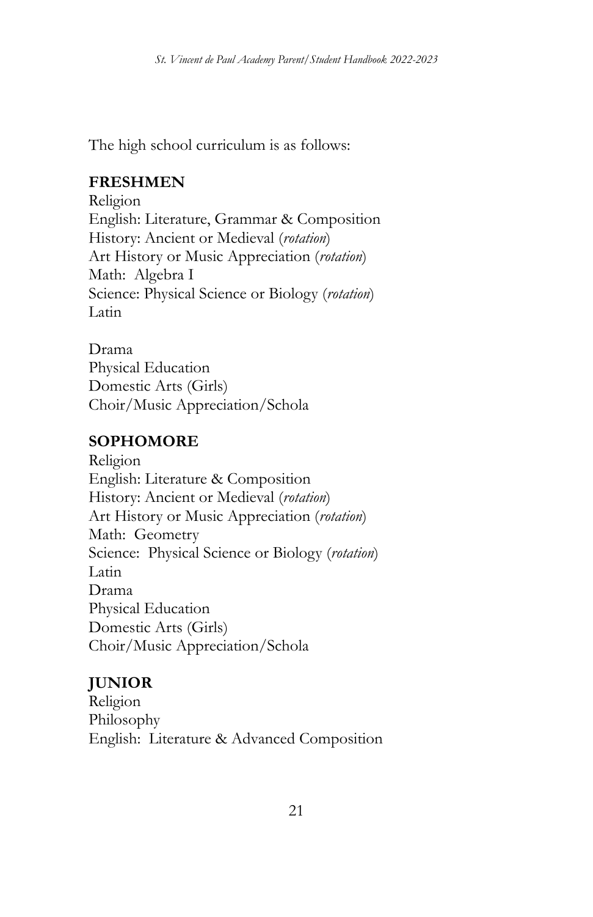The high school curriculum is as follows:

**FRESHMEN**

Religion
English: Literature, Grammar & Composition
History: Ancient or Medieval (*rotation*)
Art History or Music Appreciation (*rotation*)
Math: Algebra I
Science: Physical Science or Biology (*rotation*)
Latin

Drama
Physical Education
Domestic Arts (Girls)
Choir/Music Appreciation/Schola

**SOPHOMORE**

Religion
English: Literature & Composition
History: Ancient or Medieval (*rotation*)
Art History or Music Appreciation (*rotation*)
Math: Geometry
Science: Physical Science or Biology (*rotation*)
Latin
Drama
Physical Education
Domestic Arts (Girls)
Choir/Music Appreciation/Schola

**JUNIOR**

Religion
Philosophy
English: Literature & Advanced Composition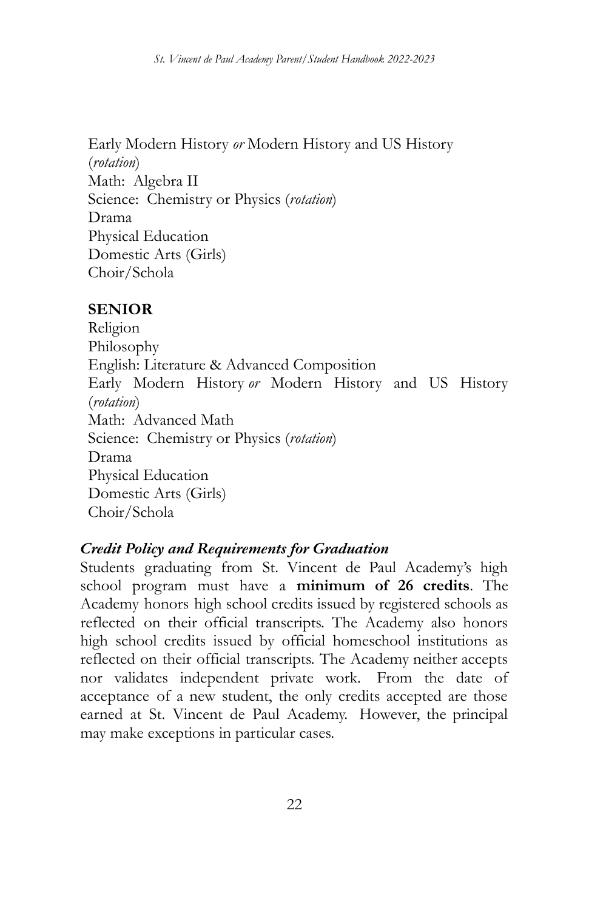Early Modern History *or* Modern History and US History (*rotation*)
Math: Algebra II
Science: Chemistry or Physics (*rotation*)
Drama
Physical Education
Domestic Arts (Girls)
Choir/Schola

**SENIOR**
Religion
Philosophy
English: Literature & Advanced Composition
Early Modern History *or* Modern History and US History (*rotation*)
Math: Advanced Math
Science: Chemistry or Physics (*rotation*)
Drama
Physical Education
Domestic Arts (Girls)
Choir/Schola

### *Credit Policy and Requirements for Graduation*

Students graduating from St. Vincent de Paul Academy's high school program must have a **minimum of 26 credits**. The Academy honors high school credits issued by registered schools as reflected on their official transcripts. The Academy also honors high school credits issued by official homeschool institutions as reflected on their official transcripts. The Academy neither accepts nor validates independent private work. From the date of acceptance of a new student, the only credits accepted are those earned at St. Vincent de Paul Academy. However, the principal may make exceptions in particular cases.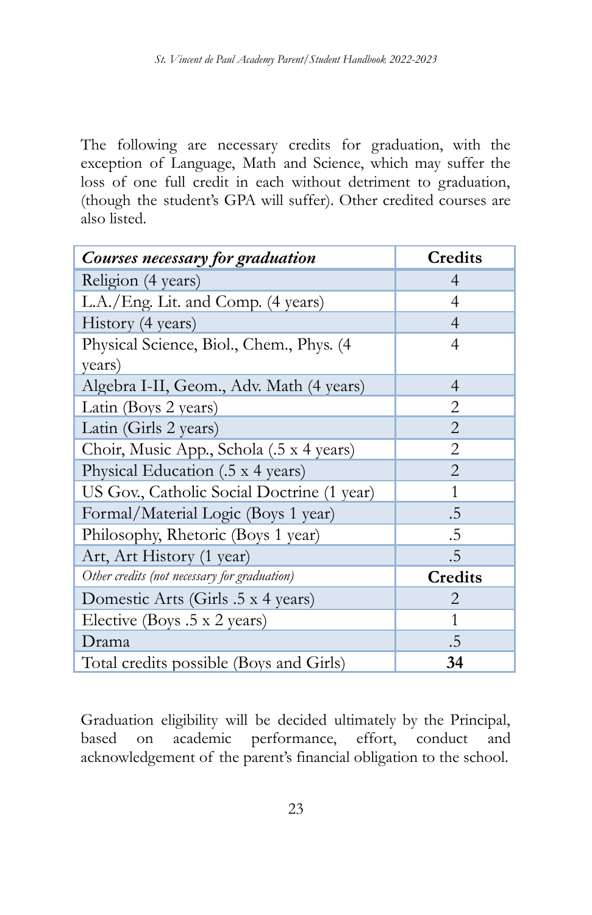The following are necessary credits for graduation, with the exception of Language, Math and Science, which may suffer the loss of one full credit in each without detriment to graduation, (though the student's GPA will suffer). Other credited courses are also listed.

| ***Courses necessary for graduation*** | **Credits** |
| --- | --- |
| Religion (4 years) | 4 |
| L.A./Eng. Lit. and Comp. (4 years) | 4 |
| History (4 years) | 4 |
| Physical Science, Biol., Chem., Phys. (4 years) | 4 |
| Algebra I-II, Geom., Adv. Math (4 years) | 4 |
| Latin (Boys 2 years) | 2 |
| Latin (Girls 2 years) | 2 |
| Choir, Music App., Schola (.5 x 4 years) | 2 |
| Physical Education (.5 x 4 years) | 2 |
| US Gov., Catholic Social Doctrine (1 year) | 1 |
| Formal/Material Logic (Boys 1 year) | .5 |
| Philosophy, Rhetoric (Boys 1 year) | .5 |
| Art, Art History (1 year) | .5 |
| *Other credits (not necessary for graduation)* | **Credits** |
| Domestic Arts (Girls .5 x 4 years) | 2 |
| Elective (Boys .5 x 2 years) | 1 |
| Drama | .5 |
| Total credits possible (Boys and Girls) | **34** |

Graduation eligibility will be decided ultimately by the Principal, based on academic performance, effort, conduct and acknowledgement of the parent's financial obligation to the school.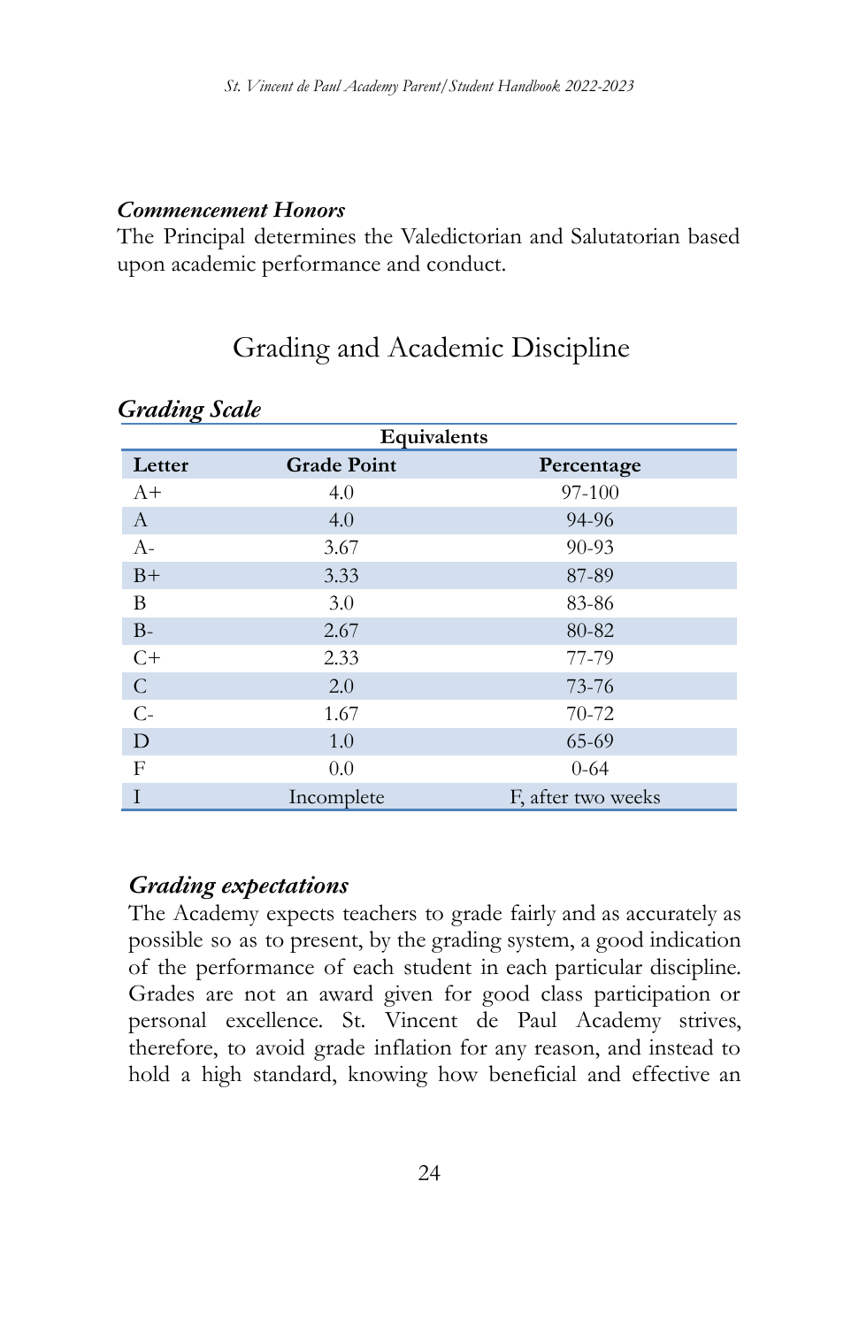***Commencement Honors***

The Principal determines the Valedictorian and Salutatorian based upon academic performance and conduct.

## Grading and Academic Discipline

### *Grading Scale*

| Equivalents | | |
|---|---|---|
| **Letter** | **Grade Point** | **Percentage** |
| A+ | 4.0 | 97-100 |
| A | 4.0 | 94-96 |
| A- | 3.67 | 90-93 |
| B+ | 3.33 | 87-89 |
| B | 3.0 | 83-86 |
| B- | 2.67 | 80-82 |
| C+ | 2.33 | 77-79 |
| C | 2.0 | 73-76 |
| C- | 1.67 | 70-72 |
| D | 1.0 | 65-69 |
| F | 0.0 | 0-64 |
| I | Incomplete | F, after two weeks |

### *Grading expectations*

The Academy expects teachers to grade fairly and as accurately as possible so as to present, by the grading system, a good indication of the performance of each student in each particular discipline. Grades are not an award given for good class participation or personal excellence. St. Vincent de Paul Academy strives, therefore, to avoid grade inflation for any reason, and instead to hold a high standard, knowing how beneficial and effective an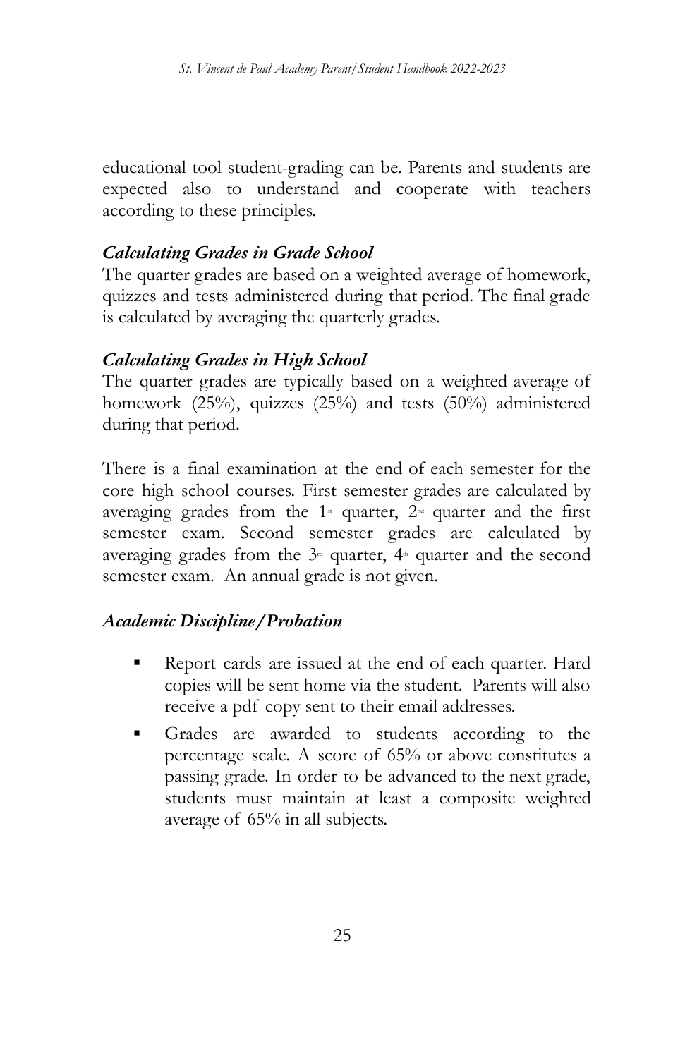educational tool student-grading can be. Parents and students are expected also to understand and cooperate with teachers according to these principles.

### *Calculating Grades in Grade School*

The quarter grades are based on a weighted average of homework, quizzes and tests administered during that period. The final grade is calculated by averaging the quarterly grades.

### *Calculating Grades in High School*

The quarter grades are typically based on a weighted average of homework (25%), quizzes (25%) and tests (50%) administered during that period.

There is a final examination at the end of each semester for the core high school courses. First semester grades are calculated by averaging grades from the 1st quarter, 2nd quarter and the first semester exam. Second semester grades are calculated by averaging grades from the 3rd quarter, 4th quarter and the second semester exam. An annual grade is not given.

### *Academic Discipline/Probation*

- Report cards are issued at the end of each quarter. Hard copies will be sent home via the student. Parents will also receive a pdf copy sent to their email addresses.
- Grades are awarded to students according to the percentage scale. A score of 65% or above constitutes a passing grade. In order to be advanced to the next grade, students must maintain at least a composite weighted average of 65% in all subjects.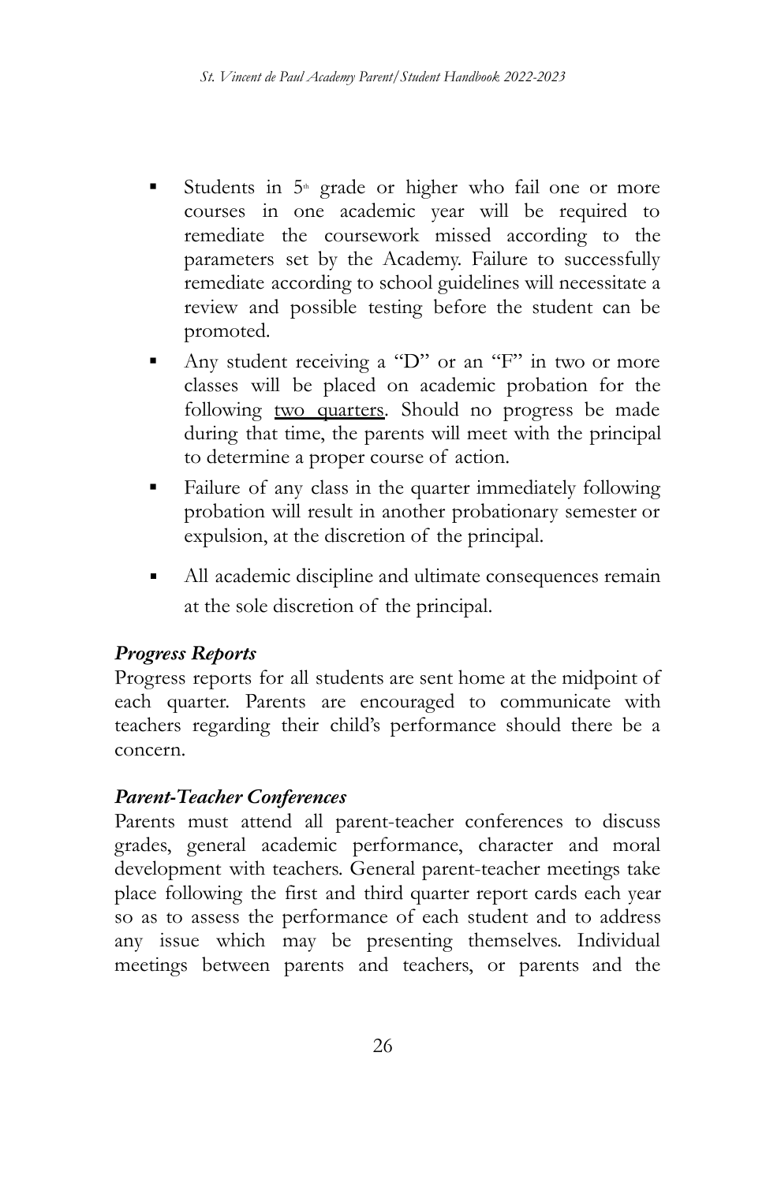- Students in 5th grade or higher who fail one or more courses in one academic year will be required to remediate the coursework missed according to the parameters set by the Academy. Failure to successfully remediate according to school guidelines will necessitate a review and possible testing before the student can be promoted.
- Any student receiving a "D" or an "F" in two or more classes will be placed on academic probation for the following <u>two quarters</u>. Should no progress be made during that time, the parents will meet with the principal to determine a proper course of action.
- Failure of any class in the quarter immediately following probation will result in another probationary semester or expulsion, at the discretion of the principal.
- All academic discipline and ultimate consequences remain at the sole discretion of the principal.

### *Progress Reports*

Progress reports for all students are sent home at the midpoint of each quarter. Parents are encouraged to communicate with teachers regarding their child's performance should there be a concern.

### *Parent-Teacher Conferences*

Parents must attend all parent-teacher conferences to discuss grades, general academic performance, character and moral development with teachers. General parent-teacher meetings take place following the first and third quarter report cards each year so as to assess the performance of each student and to address any issue which may be presenting themselves. Individual meetings between parents and teachers, or parents and the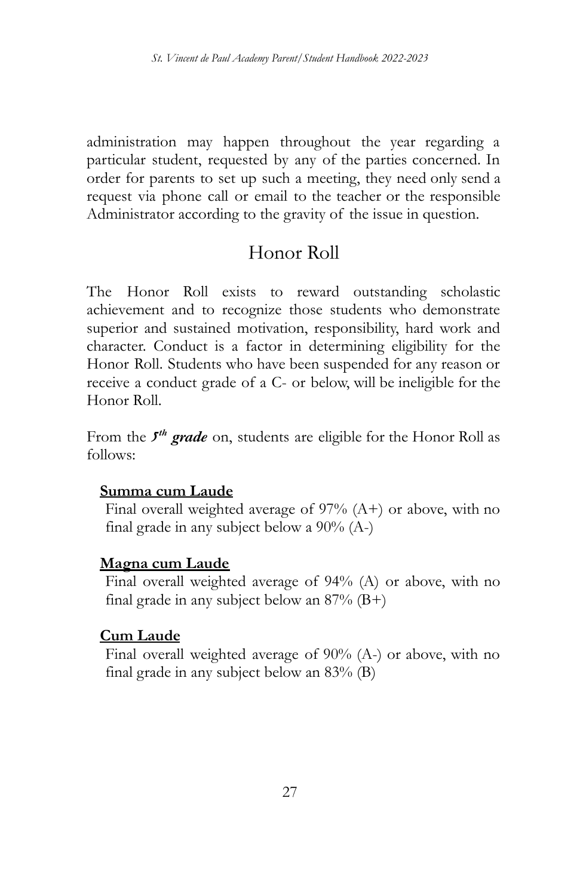administration may happen throughout the year regarding a particular student, requested by any of the parties concerned. In order for parents to set up such a meeting, they need only send a request via phone call or email to the teacher or the responsible Administrator according to the gravity of the issue in question.

## Honor Roll

The Honor Roll exists to reward outstanding scholastic achievement and to recognize those students who demonstrate superior and sustained motivation, responsibility, hard work and character. Conduct is a factor in determining eligibility for the Honor Roll. Students who have been suspended for any reason or receive a conduct grade of a C- or below, will be ineligible for the Honor Roll.

From the ***5th grade*** on, students are eligible for the Honor Roll as follows:

**Summa cum Laude**

Final overall weighted average of 97% (A+) or above, with no final grade in any subject below a 90% (A-)

**Magna cum Laude**

Final overall weighted average of 94% (A) or above, with no final grade in any subject below an 87% (B+)

**Cum Laude**

Final overall weighted average of 90% (A-) or above, with no final grade in any subject below an 83% (B)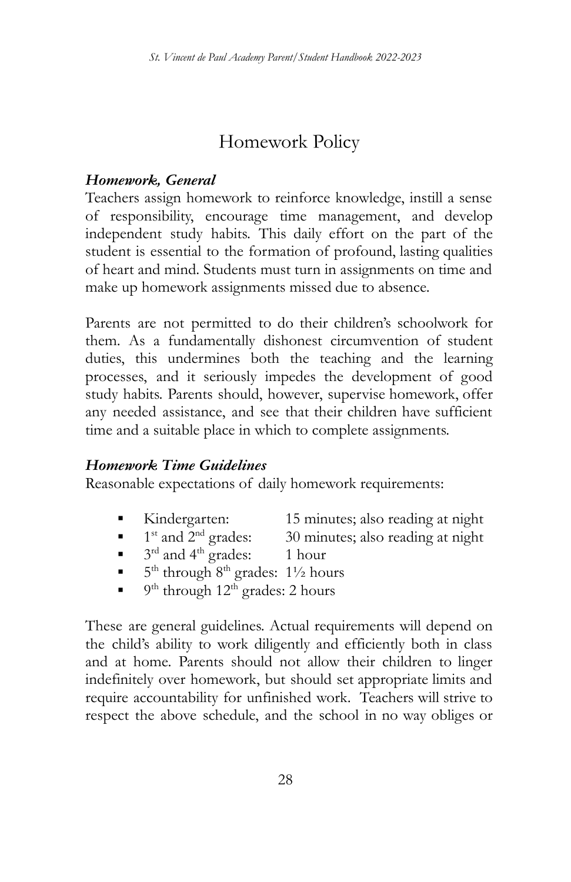# Homework Policy

***Homework, General***

Teachers assign homework to reinforce knowledge, instill a sense of responsibility, encourage time management, and develop independent study habits. This daily effort on the part of the student is essential to the formation of profound, lasting qualities of heart and mind. Students must turn in assignments on time and make up homework assignments missed due to absence.

Parents are not permitted to do their children's schoolwork for them. As a fundamentally dishonest circumvention of student duties, this undermines both the teaching and the learning processes, and it seriously impedes the development of good study habits. Parents should, however, supervise homework, offer any needed assistance, and see that their children have sufficient time and a suitable place in which to complete assignments.

***Homework Time Guidelines***

Reasonable expectations of daily homework requirements:

- Kindergarten: 15 minutes; also reading at night
- 1st and 2nd grades: 30 minutes; also reading at night
- 3rd and 4th grades: 1 hour
- 5th through 8th grades: 1½ hours
- 9th through 12th grades: 2 hours

These are general guidelines. Actual requirements will depend on the child's ability to work diligently and efficiently both in class and at home. Parents should not allow their children to linger indefinitely over homework, but should set appropriate limits and require accountability for unfinished work. Teachers will strive to respect the above schedule, and the school in no way obliges or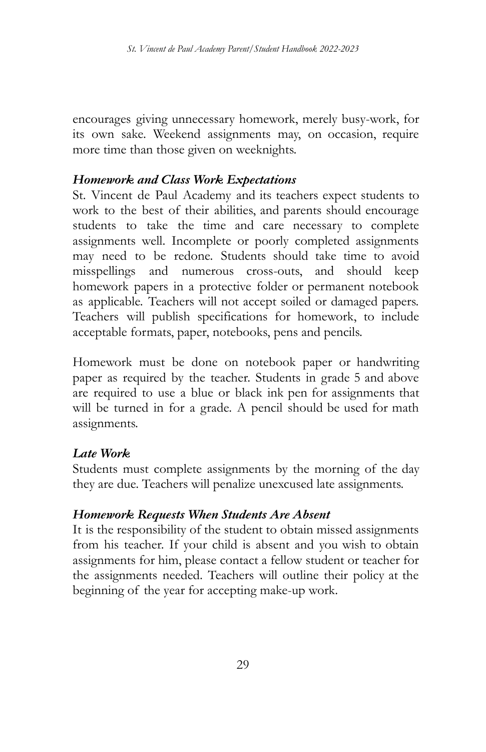encourages giving unnecessary homework, merely busy-work, for its own sake. Weekend assignments may, on occasion, require more time than those given on weeknights.

### *Homework and Class Work Expectations*

St. Vincent de Paul Academy and its teachers expect students to work to the best of their abilities, and parents should encourage students to take the time and care necessary to complete assignments well. Incomplete or poorly completed assignments may need to be redone. Students should take time to avoid misspellings and numerous cross-outs, and should keep homework papers in a protective folder or permanent notebook as applicable. Teachers will not accept soiled or damaged papers. Teachers will publish specifications for homework, to include acceptable formats, paper, notebooks, pens and pencils.

Homework must be done on notebook paper or handwriting paper as required by the teacher. Students in grade 5 and above are required to use a blue or black ink pen for assignments that will be turned in for a grade. A pencil should be used for math assignments.

### *Late Work*

Students must complete assignments by the morning of the day they are due. Teachers will penalize unexcused late assignments.

### *Homework Requests When Students Are Absent*

It is the responsibility of the student to obtain missed assignments from his teacher. If your child is absent and you wish to obtain assignments for him, please contact a fellow student or teacher for the assignments needed. Teachers will outline their policy at the beginning of the year for accepting make-up work.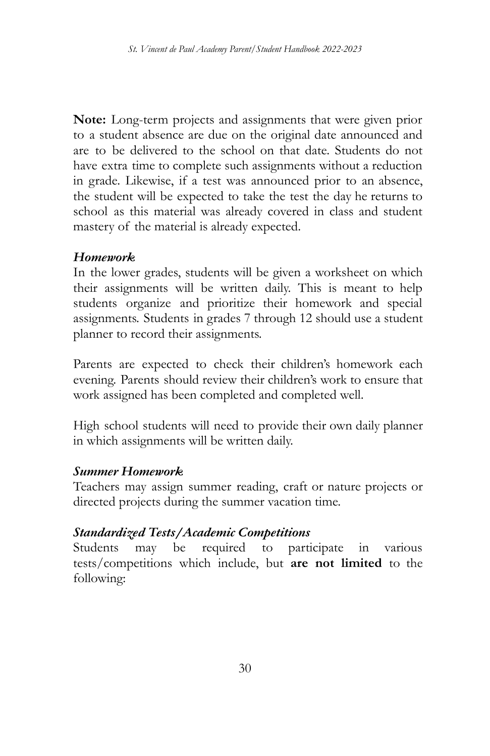**Note:** Long-term projects and assignments that were given prior to a student absence are due on the original date announced and are to be delivered to the school on that date. Students do not have extra time to complete such assignments without a reduction in grade. Likewise, if a test was announced prior to an absence, the student will be expected to take the test the day he returns to school as this material was already covered in class and student mastery of the material is already expected.

### *Homework*

In the lower grades, students will be given a worksheet on which their assignments will be written daily. This is meant to help students organize and prioritize their homework and special assignments. Students in grades 7 through 12 should use a student planner to record their assignments.

Parents are expected to check their children's homework each evening. Parents should review their children's work to ensure that work assigned has been completed and completed well.

High school students will need to provide their own daily planner in which assignments will be written daily.

### *Summer Homework*

Teachers may assign summer reading, craft or nature projects or directed projects during the summer vacation time.

### *Standardized Tests/Academic Competitions*

Students may be required to participate in various tests/competitions which include, but **are not limited** to the following: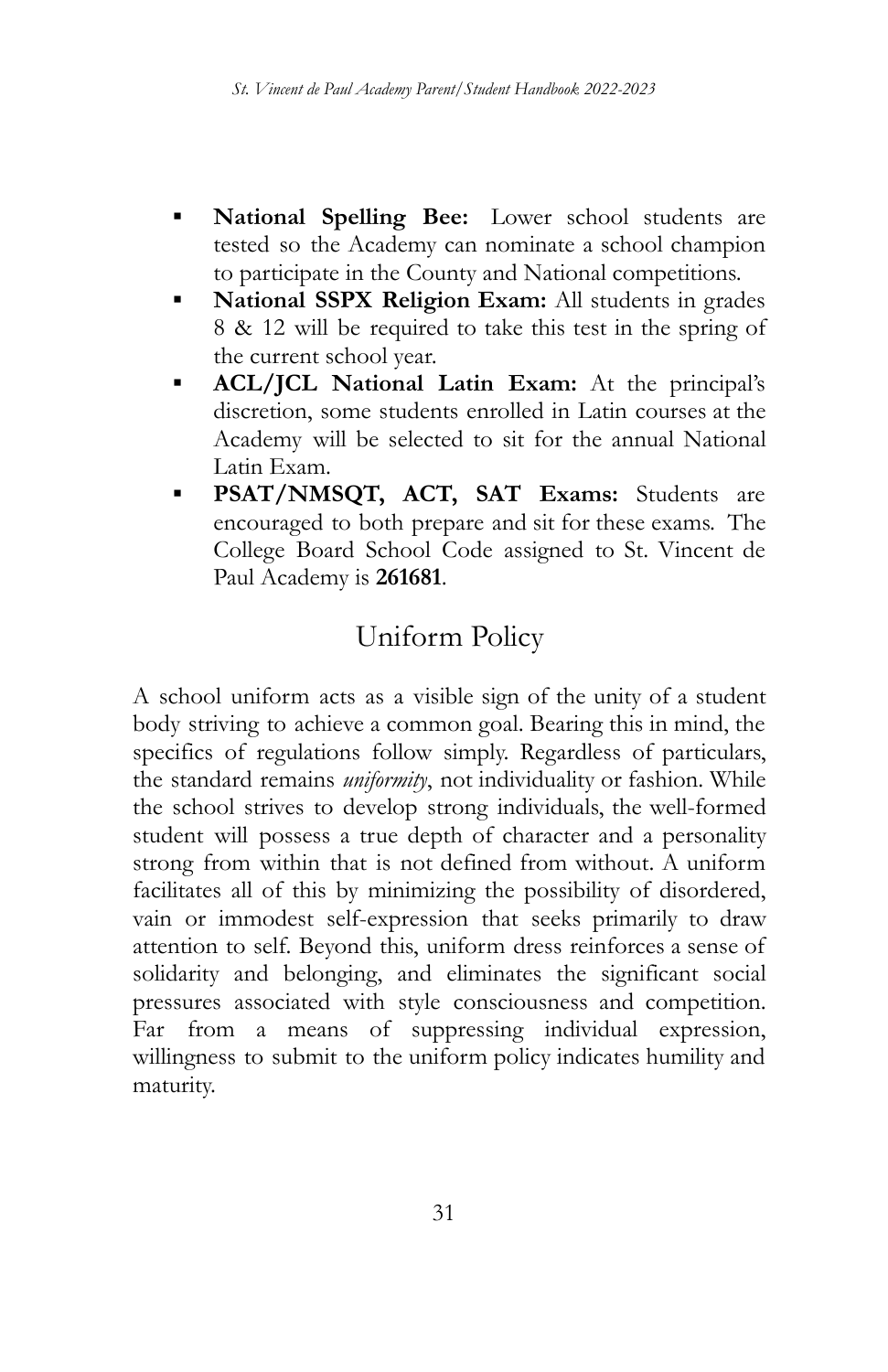- **National Spelling Bee:** Lower school students are tested so the Academy can nominate a school champion to participate in the County and National competitions.
- **National SSPX Religion Exam:** All students in grades 8 & 12 will be required to take this test in the spring of the current school year.
- **ACL/JCL National Latin Exam:** At the principal's discretion, some students enrolled in Latin courses at the Academy will be selected to sit for the annual National Latin Exam.
- **PSAT/NMSQT, ACT, SAT Exams:** Students are encouraged to both prepare and sit for these exams. The College Board School Code assigned to St. Vincent de Paul Academy is **261681**.

## Uniform Policy

A school uniform acts as a visible sign of the unity of a student body striving to achieve a common goal. Bearing this in mind, the specifics of regulations follow simply. Regardless of particulars, the standard remains *uniformity*, not individuality or fashion. While the school strives to develop strong individuals, the well-formed student will possess a true depth of character and a personality strong from within that is not defined from without. A uniform facilitates all of this by minimizing the possibility of disordered, vain or immodest self-expression that seeks primarily to draw attention to self. Beyond this, uniform dress reinforces a sense of solidarity and belonging, and eliminates the significant social pressures associated with style consciousness and competition. Far from a means of suppressing individual expression, willingness to submit to the uniform policy indicates humility and maturity.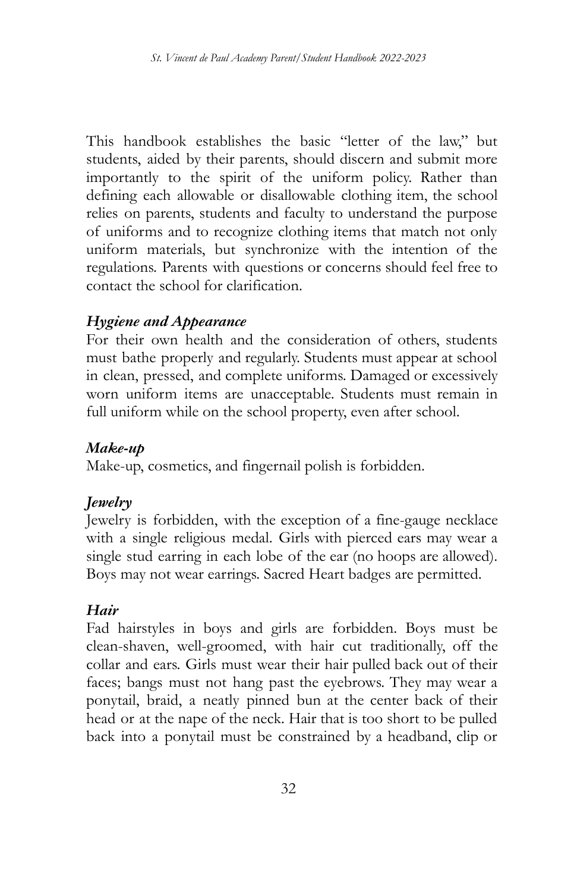This handbook establishes the basic "letter of the law," but students, aided by their parents, should discern and submit more importantly to the spirit of the uniform policy. Rather than defining each allowable or disallowable clothing item, the school relies on parents, students and faculty to understand the purpose of uniforms and to recognize clothing items that match not only uniform materials, but synchronize with the intention of the regulations. Parents with questions or concerns should feel free to contact the school for clarification.

***Hygiene and Appearance***

For their own health and the consideration of others, students must bathe properly and regularly. Students must appear at school in clean, pressed, and complete uniforms. Damaged or excessively worn uniform items are unacceptable. Students must remain in full uniform while on the school property, even after school.

***Make-up***

Make-up, cosmetics, and fingernail polish is forbidden.

***Jewelry***

Jewelry is forbidden, with the exception of a fine-gauge necklace with a single religious medal. Girls with pierced ears may wear a single stud earring in each lobe of the ear (no hoops are allowed). Boys may not wear earrings. Sacred Heart badges are permitted.

***Hair***

Fad hairstyles in boys and girls are forbidden. Boys must be clean-shaven, well-groomed, with hair cut traditionally, off the collar and ears. Girls must wear their hair pulled back out of their faces; bangs must not hang past the eyebrows. They may wear a ponytail, braid, a neatly pinned bun at the center back of their head or at the nape of the neck. Hair that is too short to be pulled back into a ponytail must be constrained by a headband, clip or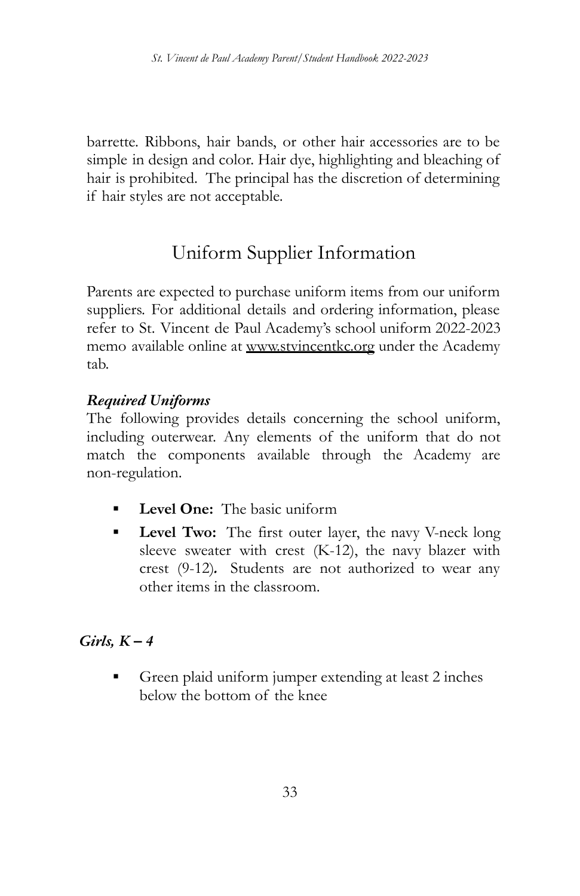barrette. Ribbons, hair bands, or other hair accessories are to be simple in design and color. Hair dye, highlighting and bleaching of hair is prohibited. The principal has the discretion of determining if hair styles are not acceptable.

## Uniform Supplier Information

Parents are expected to purchase uniform items from our uniform suppliers. For additional details and ordering information, please refer to St. Vincent de Paul Academy's school uniform 2022-2023 memo available online at www.stvincentkc.org under the Academy tab.

***Required Uniforms***

The following provides details concerning the school uniform, including outerwear. Any elements of the uniform that do not match the components available through the Academy are non-regulation.

- **Level One:** The basic uniform
- **Level Two:** The first outer layer, the navy V-neck long sleeve sweater with crest (K-12), the navy blazer with crest (9-12)**.** Students are not authorized to wear any other items in the classroom.

***Girls, K – 4***

- Green plaid uniform jumper extending at least 2 inches below the bottom of the knee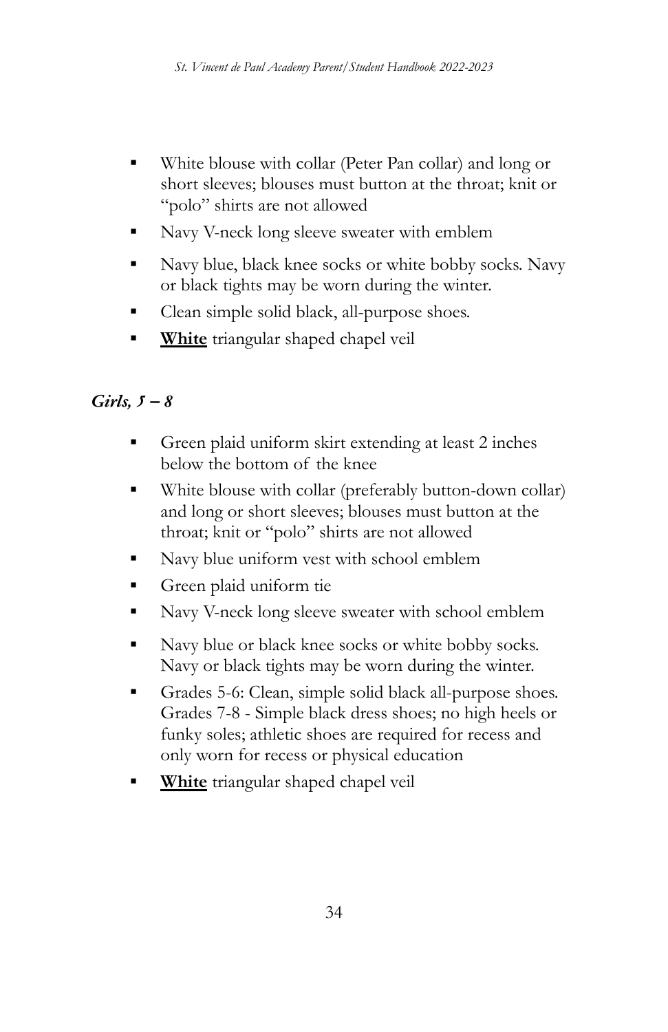- White blouse with collar (Peter Pan collar) and long or short sleeves; blouses must button at the throat; knit or "polo" shirts are not allowed
- Navy V-neck long sleeve sweater with emblem
- Navy blue, black knee socks or white bobby socks. Navy or black tights may be worn during the winter.
- Clean simple solid black, all-purpose shoes.
- **<u>White</u>** triangular shaped chapel veil

### *Girls, 5 – 8*

- Green plaid uniform skirt extending at least 2 inches below the bottom of the knee
- White blouse with collar (preferably button-down collar) and long or short sleeves; blouses must button at the throat; knit or "polo" shirts are not allowed
- Navy blue uniform vest with school emblem
- Green plaid uniform tie
- Navy V-neck long sleeve sweater with school emblem
- Navy blue or black knee socks or white bobby socks. Navy or black tights may be worn during the winter.
- Grades 5-6: Clean, simple solid black all-purpose shoes. Grades 7-8 - Simple black dress shoes; no high heels or funky soles; athletic shoes are required for recess and only worn for recess or physical education
- **<u>White</u>** triangular shaped chapel veil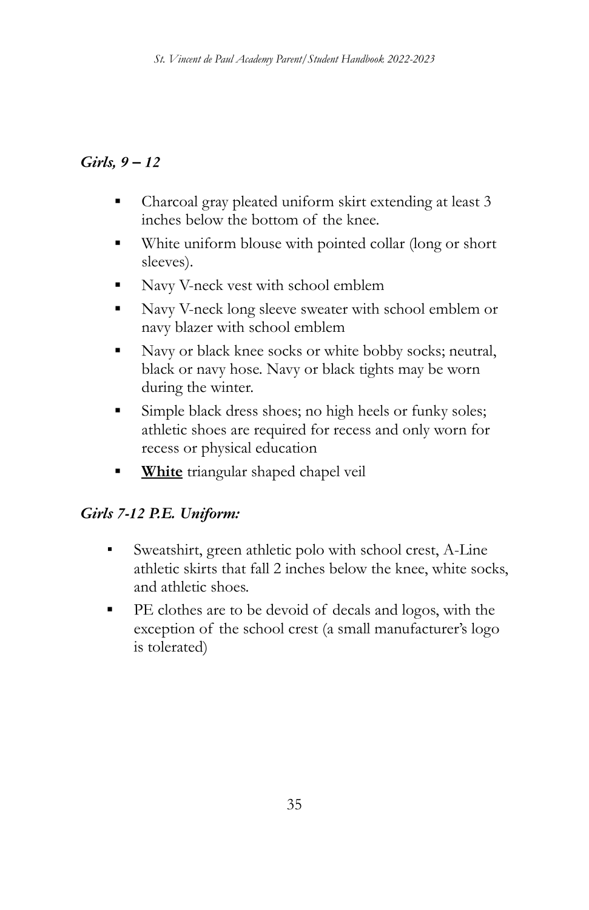*Girls, 9 – 12*

- Charcoal gray pleated uniform skirt extending at least 3 inches below the bottom of the knee.
- White uniform blouse with pointed collar (long or short sleeves).
- Navy V-neck vest with school emblem
- Navy V-neck long sleeve sweater with school emblem or navy blazer with school emblem
- Navy or black knee socks or white bobby socks; neutral, black or navy hose. Navy or black tights may be worn during the winter.
- Simple black dress shoes; no high heels or funky soles; athletic shoes are required for recess and only worn for recess or physical education
- <u>**White**</u> triangular shaped chapel veil

*Girls 7-12 P.E. Uniform:*

- Sweatshirt, green athletic polo with school crest, A-Line athletic skirts that fall 2 inches below the knee, white socks, and athletic shoes.
- PE clothes are to be devoid of decals and logos, with the exception of the school crest (a small manufacturer's logo is tolerated)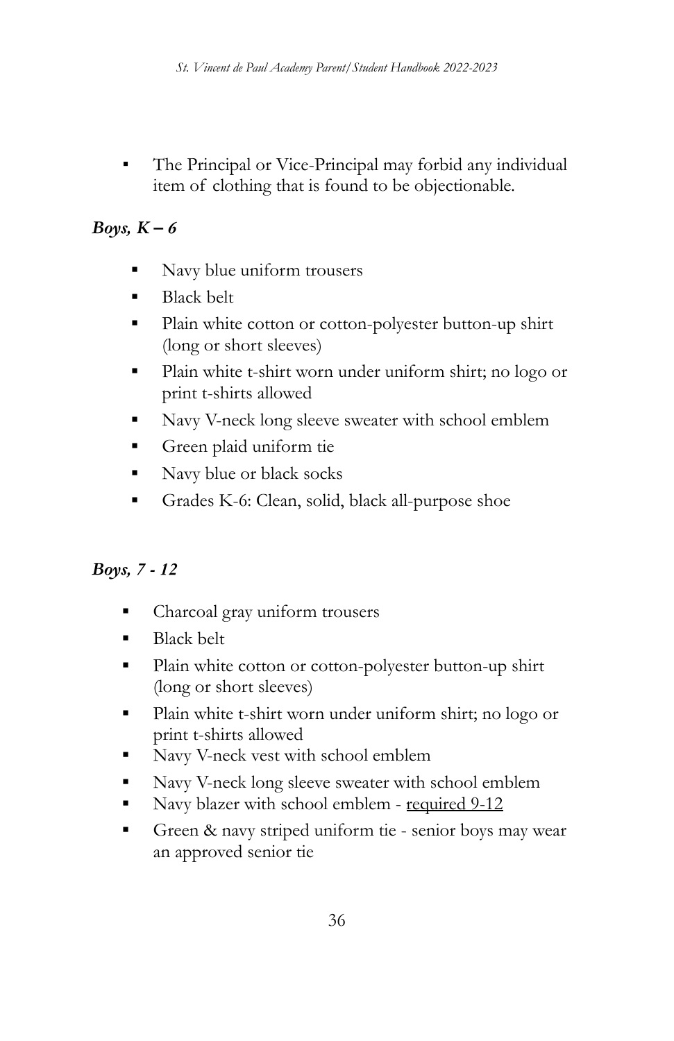- The Principal or Vice-Principal may forbid any individual item of clothing that is found to be objectionable.

***Boys, K – 6***

- Navy blue uniform trousers
- Black belt
- Plain white cotton or cotton-polyester button-up shirt (long or short sleeves)
- Plain white t-shirt worn under uniform shirt; no logo or print t-shirts allowed
- Navy V-neck long sleeve sweater with school emblem
- Green plaid uniform tie
- Navy blue or black socks
- Grades K-6: Clean, solid, black all-purpose shoe

***Boys, 7 - 12***

- Charcoal gray uniform trousers
- Black belt
- Plain white cotton or cotton-polyester button-up shirt (long or short sleeves)
- Plain white t-shirt worn under uniform shirt; no logo or print t-shirts allowed
- Navy V-neck vest with school emblem
- Navy V-neck long sleeve sweater with school emblem
- Navy blazer with school emblem - <u>required 9-12</u>
- Green & navy striped uniform tie - senior boys may wear an approved senior tie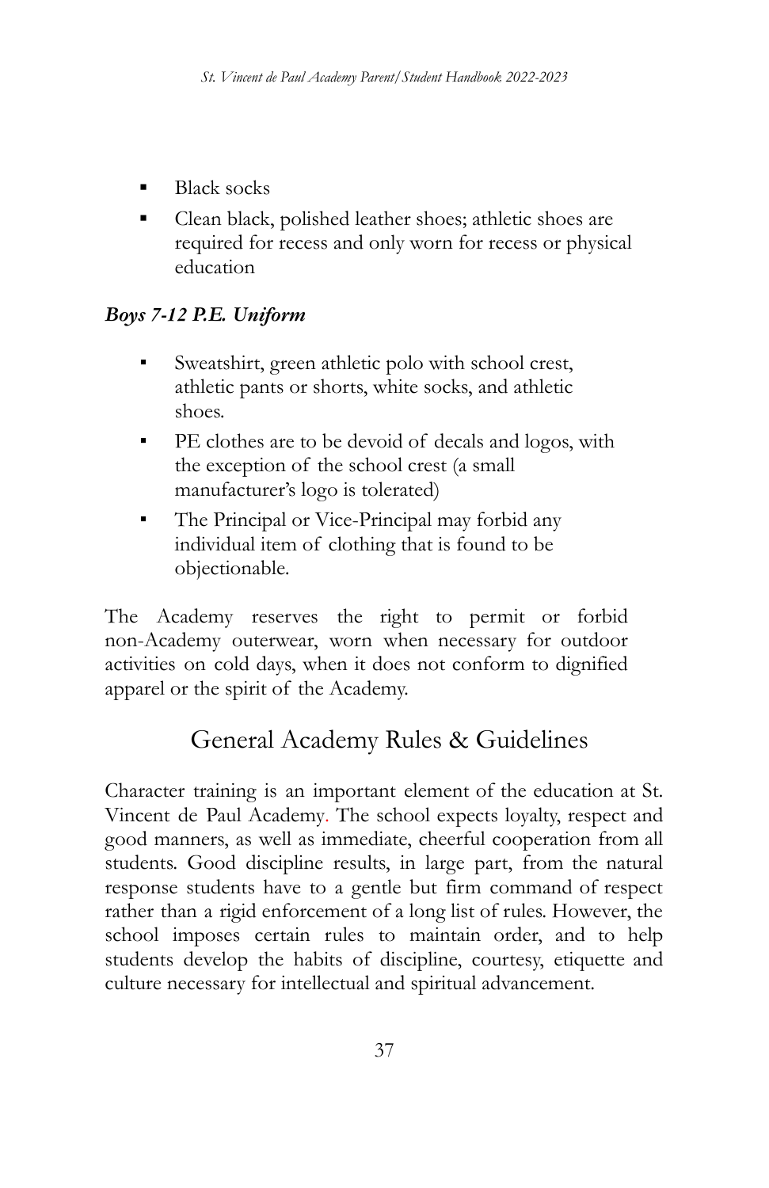- Black socks
- Clean black, polished leather shoes; athletic shoes are required for recess and only worn for recess or physical education

***Boys 7-12 P.E. Uniform***

- Sweatshirt, green athletic polo with school crest, athletic pants or shorts, white socks, and athletic shoes.
- PE clothes are to be devoid of decals and logos, with the exception of the school crest (a small manufacturer's logo is tolerated)
- The Principal or Vice-Principal may forbid any individual item of clothing that is found to be objectionable.

The Academy reserves the right to permit or forbid non-Academy outerwear, worn when necessary for outdoor activities on cold days, when it does not conform to dignified apparel or the spirit of the Academy.

## General Academy Rules & Guidelines

Character training is an important element of the education at St. Vincent de Paul Academy. The school expects loyalty, respect and good manners, as well as immediate, cheerful cooperation from all students. Good discipline results, in large part, from the natural response students have to a gentle but firm command of respect rather than a rigid enforcement of a long list of rules. However, the school imposes certain rules to maintain order, and to help students develop the habits of discipline, courtesy, etiquette and culture necessary for intellectual and spiritual advancement.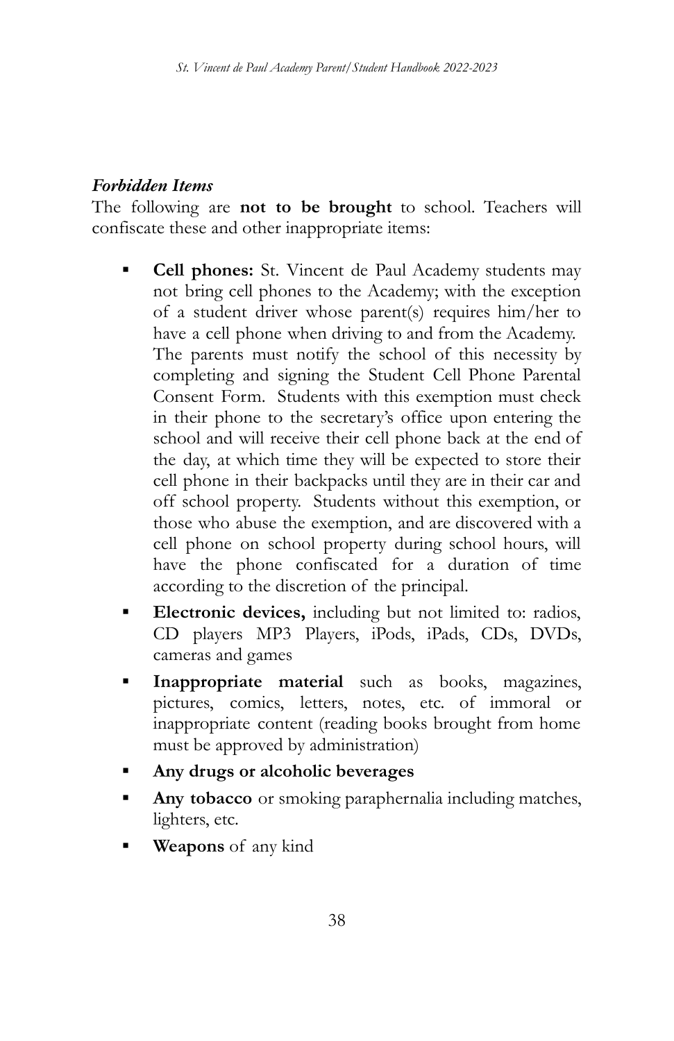***Forbidden Items***

The following are **not to be brought** to school. Teachers will confiscate these and other inappropriate items:

- **Cell phones:** St. Vincent de Paul Academy students may not bring cell phones to the Academy; with the exception of a student driver whose parent(s) requires him/her to have a cell phone when driving to and from the Academy. The parents must notify the school of this necessity by completing and signing the Student Cell Phone Parental Consent Form. Students with this exemption must check in their phone to the secretary's office upon entering the school and will receive their cell phone back at the end of the day, at which time they will be expected to store their cell phone in their backpacks until they are in their car and off school property. Students without this exemption, or those who abuse the exemption, and are discovered with a cell phone on school property during school hours, will have the phone confiscated for a duration of time according to the discretion of the principal.
- **Electronic devices,** including but not limited to: radios, CD players MP3 Players, iPods, iPads, CDs, DVDs, cameras and games
- **Inappropriate material** such as books, magazines, pictures, comics, letters, notes, etc. of immoral or inappropriate content (reading books brought from home must be approved by administration)
- **Any drugs or alcoholic beverages**
- **Any tobacco** or smoking paraphernalia including matches, lighters, etc.
- **Weapons** of any kind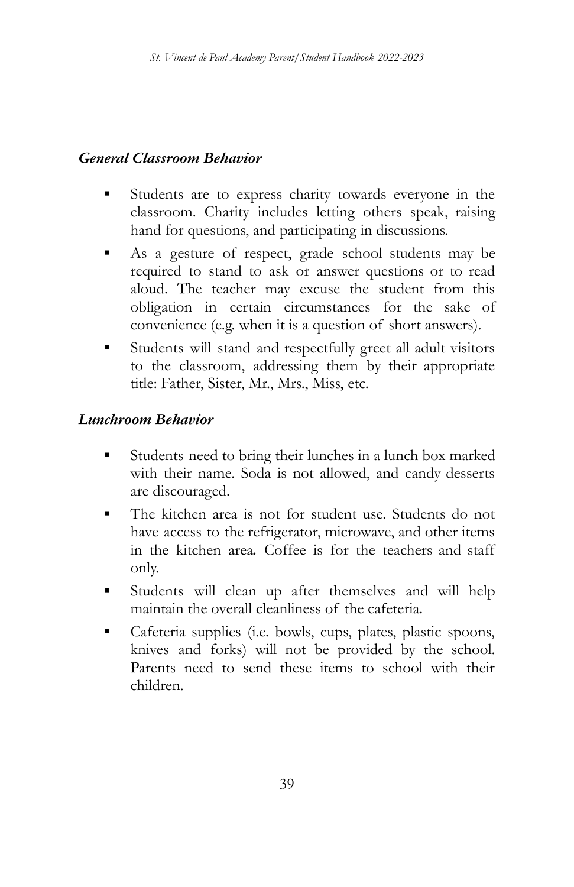### *General Classroom Behavior*

- Students are to express charity towards everyone in the classroom. Charity includes letting others speak, raising hand for questions, and participating in discussions.
- As a gesture of respect, grade school students may be required to stand to ask or answer questions or to read aloud. The teacher may excuse the student from this obligation in certain circumstances for the sake of convenience (e.g. when it is a question of short answers).
- Students will stand and respectfully greet all adult visitors to the classroom, addressing them by their appropriate title: Father, Sister, Mr., Mrs., Miss, etc.

### *Lunchroom Behavior*

- Students need to bring their lunches in a lunch box marked with their name. Soda is not allowed, and candy desserts are discouraged.
- The kitchen area is not for student use. Students do not have access to the refrigerator, microwave, and other items in the kitchen area. Coffee is for the teachers and staff only.
- Students will clean up after themselves and will help maintain the overall cleanliness of the cafeteria.
- Cafeteria supplies (i.e. bowls, cups, plates, plastic spoons, knives and forks) will not be provided by the school. Parents need to send these items to school with their children.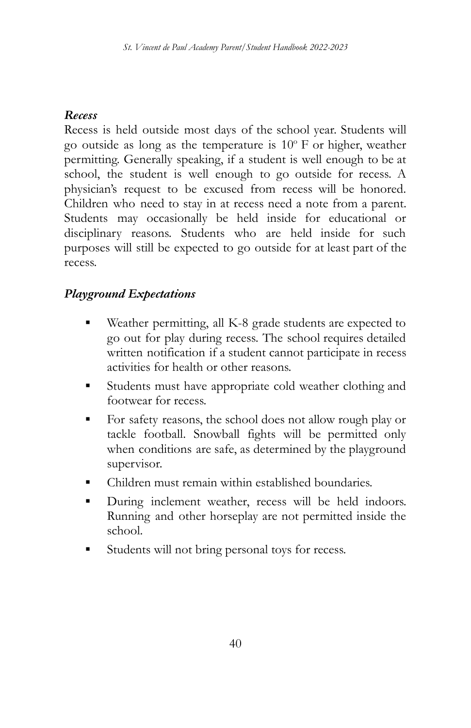***Recess***

Recess is held outside most days of the school year. Students will go outside as long as the temperature is 10º F or higher, weather permitting. Generally speaking, if a student is well enough to be at school, the student is well enough to go outside for recess. A physician's request to be excused from recess will be honored. Children who need to stay in at recess need a note from a parent. Students may occasionally be held inside for educational or disciplinary reasons. Students who are held inside for such purposes will still be expected to go outside for at least part of the recess.

***Playground Expectations***

- Weather permitting, all K-8 grade students are expected to go out for play during recess. The school requires detailed written notification if a student cannot participate in recess activities for health or other reasons.
- Students must have appropriate cold weather clothing and footwear for recess.
- For safety reasons, the school does not allow rough play or tackle football. Snowball fights will be permitted only when conditions are safe, as determined by the playground supervisor.
- Children must remain within established boundaries.
- During inclement weather, recess will be held indoors. Running and other horseplay are not permitted inside the school.
- Students will not bring personal toys for recess.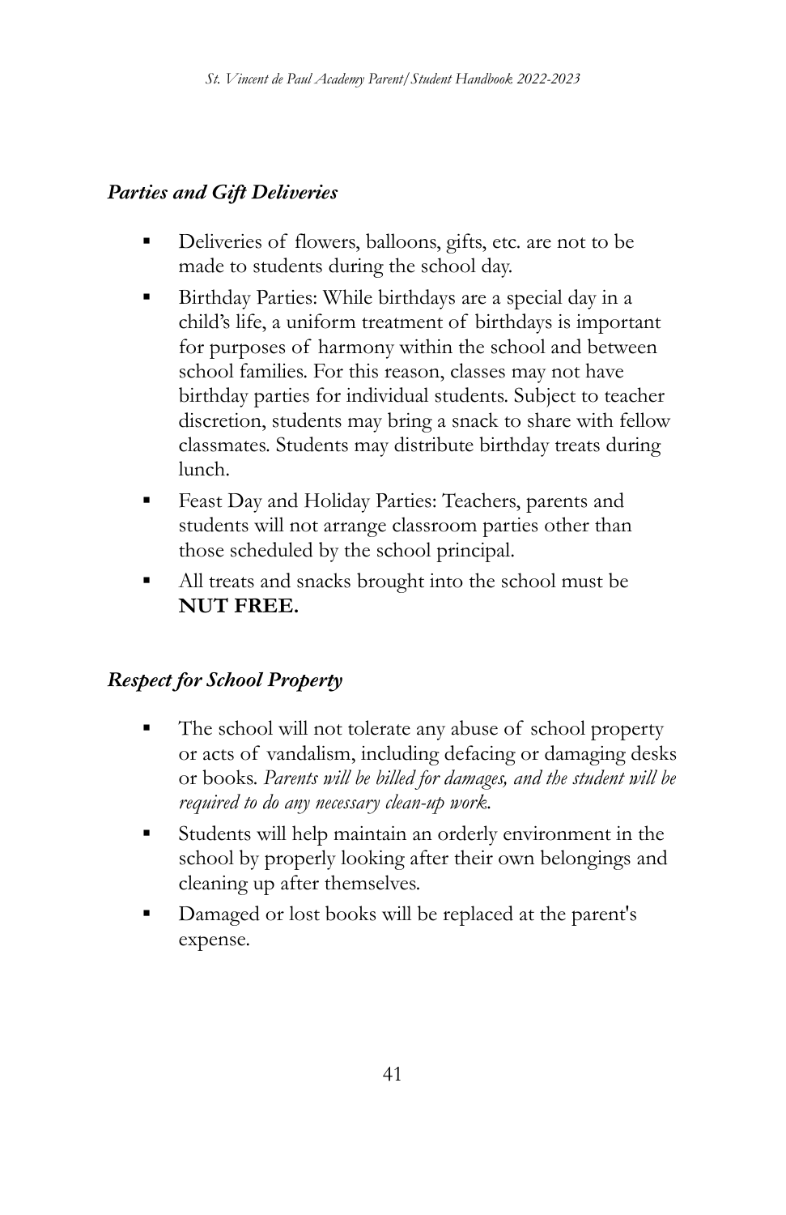### *Parties and Gift Deliveries*

- Deliveries of flowers, balloons, gifts, etc. are not to be made to students during the school day.
- Birthday Parties: While birthdays are a special day in a child's life, a uniform treatment of birthdays is important for purposes of harmony within the school and between school families. For this reason, classes may not have birthday parties for individual students. Subject to teacher discretion, students may bring a snack to share with fellow classmates. Students may distribute birthday treats during lunch.
- Feast Day and Holiday Parties: Teachers, parents and students will not arrange classroom parties other than those scheduled by the school principal.
- All treats and snacks brought into the school must be **NUT FREE.**

### *Respect for School Property*

- The school will not tolerate any abuse of school property or acts of vandalism, including defacing or damaging desks or books. *Parents will be billed for damages, and the student will be required to do any necessary clean-up work.*
- Students will help maintain an orderly environment in the school by properly looking after their own belongings and cleaning up after themselves.
- Damaged or lost books will be replaced at the parent's expense.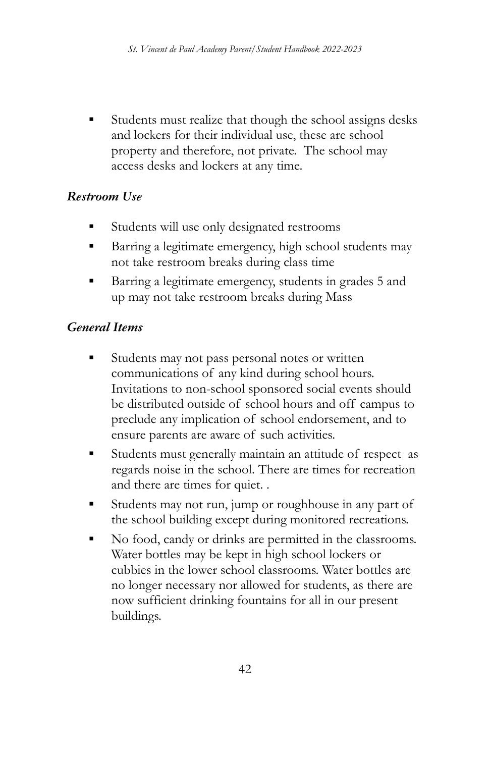- Students must realize that though the school assigns desks and lockers for their individual use, these are school property and therefore, not private. The school may access desks and lockers at any time.

### *Restroom Use*

- Students will use only designated restrooms
- Barring a legitimate emergency, high school students may not take restroom breaks during class time
- Barring a legitimate emergency, students in grades 5 and up may not take restroom breaks during Mass

### *General Items*

- Students may not pass personal notes or written communications of any kind during school hours. Invitations to non-school sponsored social events should be distributed outside of school hours and off campus to preclude any implication of school endorsement, and to ensure parents are aware of such activities.
- Students must generally maintain an attitude of respect as regards noise in the school. There are times for recreation and there are times for quiet. .
- Students may not run, jump or roughhouse in any part of the school building except during monitored recreations.
- No food, candy or drinks are permitted in the classrooms. Water bottles may be kept in high school lockers or cubbies in the lower school classrooms. Water bottles are no longer necessary nor allowed for students, as there are now sufficient drinking fountains for all in our present buildings.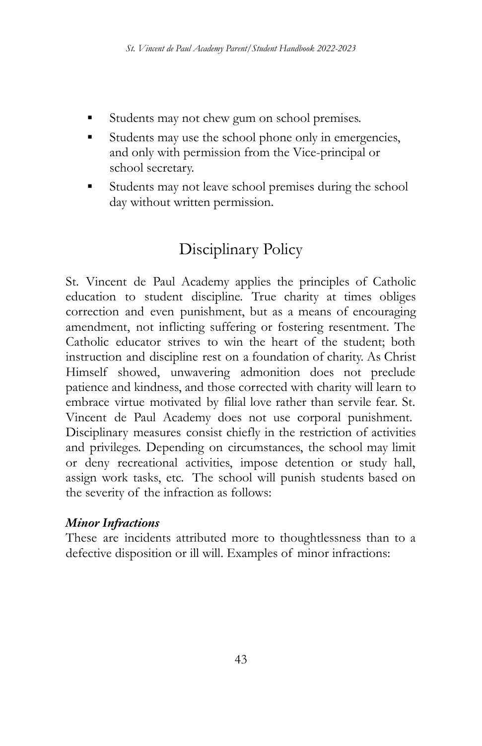- Students may not chew gum on school premises.
- Students may use the school phone only in emergencies, and only with permission from the Vice-principal or school secretary.
- Students may not leave school premises during the school day without written permission.

## Disciplinary Policy

St. Vincent de Paul Academy applies the principles of Catholic education to student discipline. True charity at times obliges correction and even punishment, but as a means of encouraging amendment, not inflicting suffering or fostering resentment. The Catholic educator strives to win the heart of the student; both instruction and discipline rest on a foundation of charity. As Christ Himself showed, unwavering admonition does not preclude patience and kindness, and those corrected with charity will learn to embrace virtue motivated by filial love rather than servile fear. St. Vincent de Paul Academy does not use corporal punishment. Disciplinary measures consist chiefly in the restriction of activities and privileges. Depending on circumstances, the school may limit or deny recreational activities, impose detention or study hall, assign work tasks, etc. The school will punish students based on the severity of the infraction as follows:

***Minor Infractions***

These are incidents attributed more to thoughtlessness than to a defective disposition or ill will. Examples of minor infractions: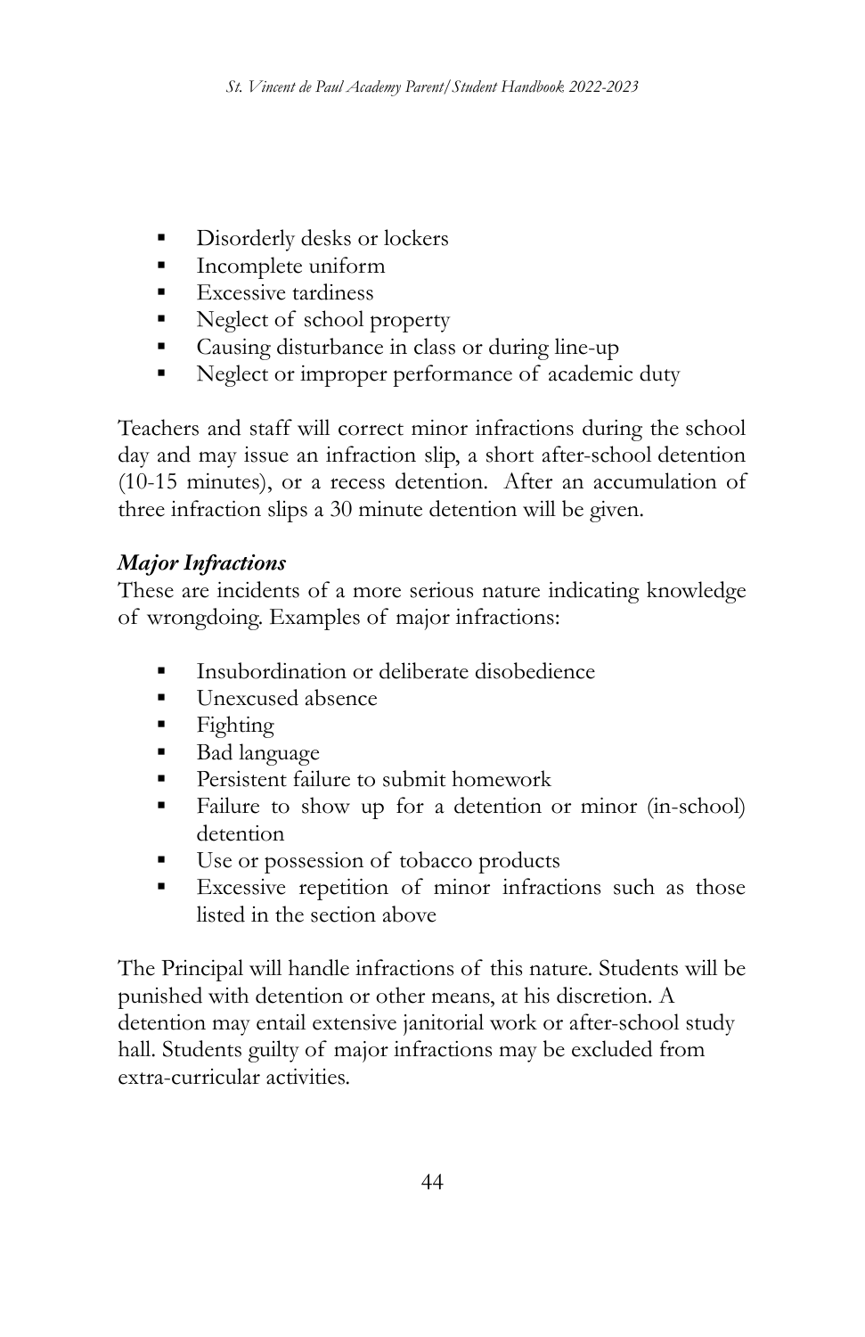- Disorderly desks or lockers
- Incomplete uniform
- Excessive tardiness
- Neglect of school property
- Causing disturbance in class or during line-up
- Neglect or improper performance of academic duty

Teachers and staff will correct minor infractions during the school day and may issue an infraction slip, a short after-school detention (10-15 minutes), or a recess detention. After an accumulation of three infraction slips a 30 minute detention will be given.

***Major Infractions***

These are incidents of a more serious nature indicating knowledge of wrongdoing. Examples of major infractions:

- Insubordination or deliberate disobedience
- Unexcused absence
- Fighting
- Bad language
- Persistent failure to submit homework
- Failure to show up for a detention or minor (in-school) detention
- Use or possession of tobacco products
- Excessive repetition of minor infractions such as those listed in the section above

The Principal will handle infractions of this nature. Students will be punished with detention or other means, at his discretion. A detention may entail extensive janitorial work or after-school study hall. Students guilty of major infractions may be excluded from extra-curricular activities.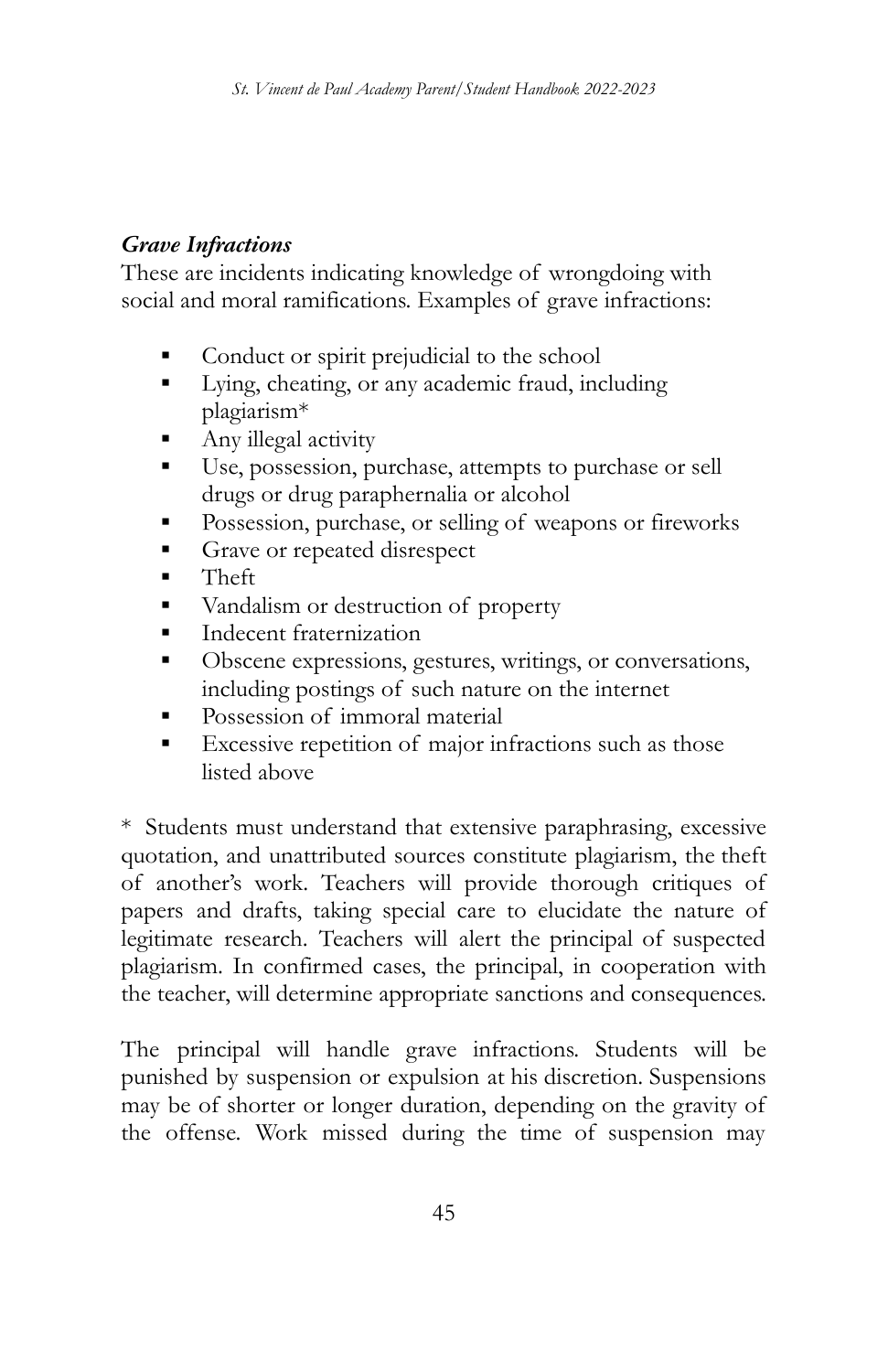### *Grave Infractions*

These are incidents indicating knowledge of wrongdoing with social and moral ramifications. Examples of grave infractions:

- Conduct or spirit prejudicial to the school
- Lying, cheating, or any academic fraud, including plagiarism*
- Any illegal activity
- Use, possession, purchase, attempts to purchase or sell drugs or drug paraphernalia or alcohol
- Possession, purchase, or selling of weapons or fireworks
- Grave or repeated disrespect
- Theft
- Vandalism or destruction of property
- Indecent fraternization
- Obscene expressions, gestures, writings, or conversations, including postings of such nature on the internet
- Possession of immoral material
- Excessive repetition of major infractions such as those listed above

\* Students must understand that extensive paraphrasing, excessive quotation, and unattributed sources constitute plagiarism, the theft of another's work. Teachers will provide thorough critiques of papers and drafts, taking special care to elucidate the nature of legitimate research. Teachers will alert the principal of suspected plagiarism. In confirmed cases, the principal, in cooperation with the teacher, will determine appropriate sanctions and consequences.

The principal will handle grave infractions. Students will be punished by suspension or expulsion at his discretion. Suspensions may be of shorter or longer duration, depending on the gravity of the offense. Work missed during the time of suspension may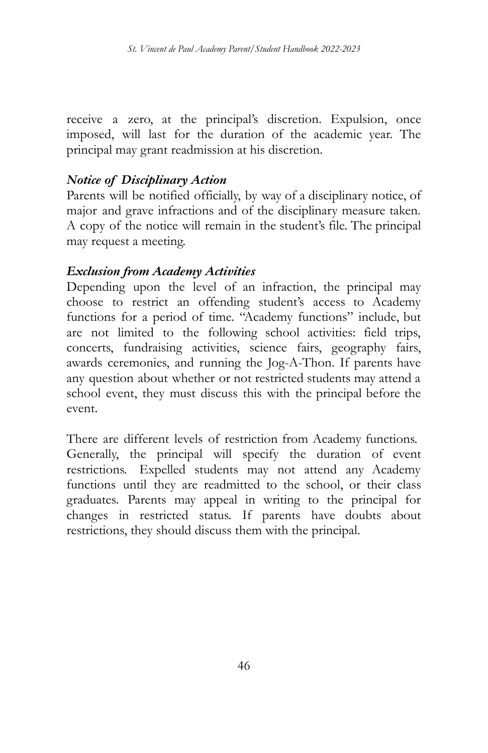receive a zero, at the principal's discretion. Expulsion, once imposed, will last for the duration of the academic year. The principal may grant readmission at his discretion.

### *Notice of Disciplinary Action*

Parents will be notified officially, by way of a disciplinary notice, of major and grave infractions and of the disciplinary measure taken. A copy of the notice will remain in the student's file. The principal may request a meeting.

### *Exclusion from Academy Activities*

Depending upon the level of an infraction, the principal may choose to restrict an offending student's access to Academy functions for a period of time. "Academy functions" include, but are not limited to the following school activities: field trips, concerts, fundraising activities, science fairs, geography fairs, awards ceremonies, and running the Jog-A-Thon. If parents have any question about whether or not restricted students may attend a school event, they must discuss this with the principal before the event.

There are different levels of restriction from Academy functions. Generally, the principal will specify the duration of event restrictions. Expelled students may not attend any Academy functions until they are readmitted to the school, or their class graduates. Parents may appeal in writing to the principal for changes in restricted status. If parents have doubts about restrictions, they should discuss them with the principal.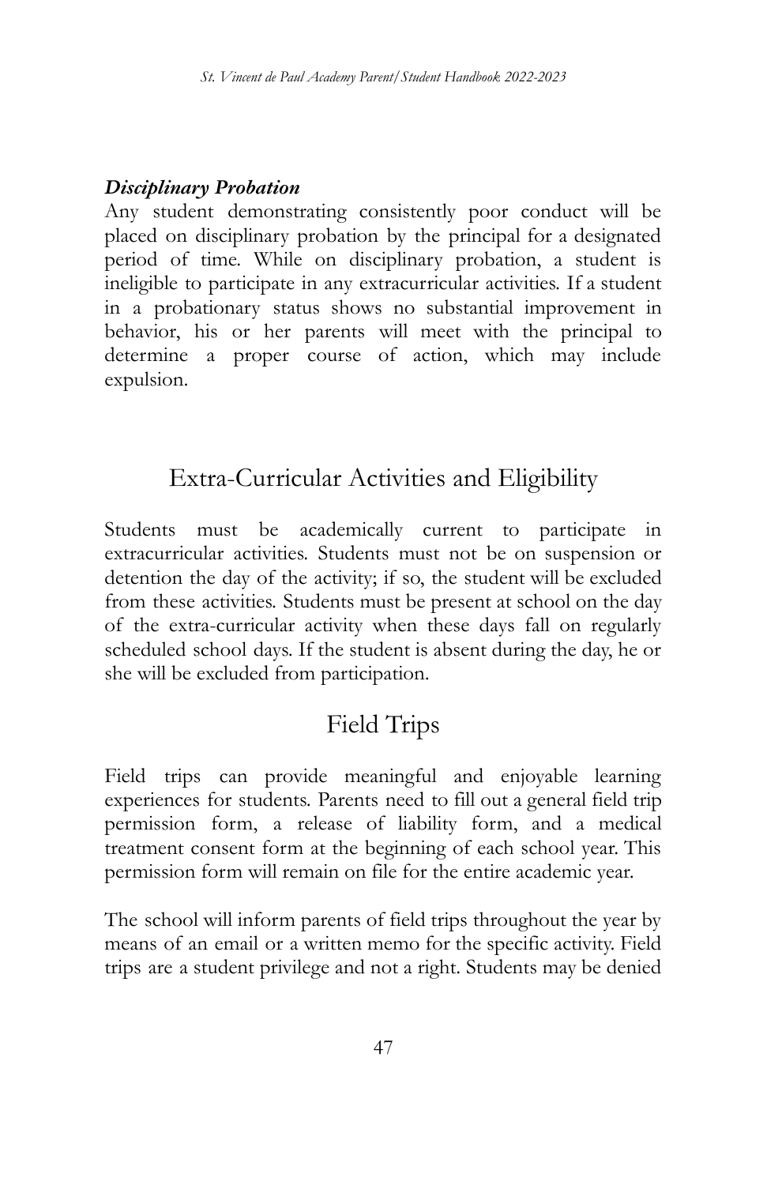***Disciplinary Probation***

Any student demonstrating consistently poor conduct will be placed on disciplinary probation by the principal for a designated period of time. While on disciplinary probation, a student is ineligible to participate in any extracurricular activities. If a student in a probationary status shows no substantial improvement in behavior, his or her parents will meet with the principal to determine a proper course of action, which may include expulsion.

## Extra-Curricular Activities and Eligibility

Students must be academically current to participate in extracurricular activities. Students must not be on suspension or detention the day of the activity; if so, the student will be excluded from these activities. Students must be present at school on the day of the extra-curricular activity when these days fall on regularly scheduled school days. If the student is absent during the day, he or she will be excluded from participation.

## Field Trips

Field trips can provide meaningful and enjoyable learning experiences for students. Parents need to fill out a general field trip permission form, a release of liability form, and a medical treatment consent form at the beginning of each school year. This permission form will remain on file for the entire academic year.

The school will inform parents of field trips throughout the year by means of an email or a written memo for the specific activity. Field trips are a student privilege and not a right. Students may be denied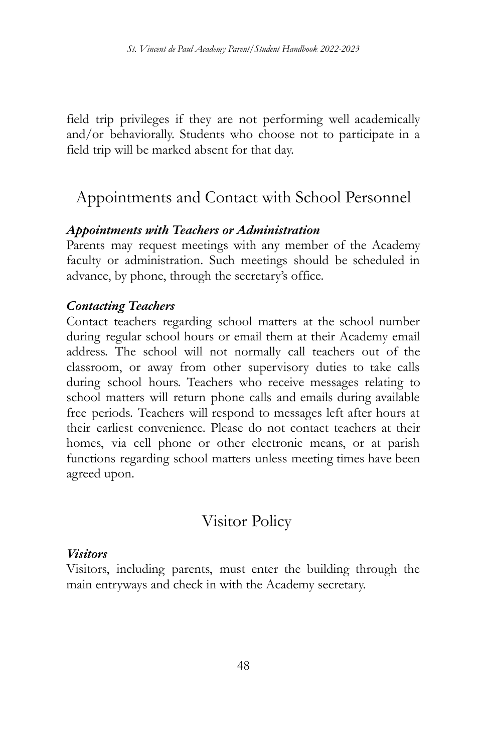field trip privileges if they are not performing well academically and/or behaviorally. Students who choose not to participate in a field trip will be marked absent for that day.

## Appointments and Contact with School Personnel

***Appointments with Teachers or Administration***

Parents may request meetings with any member of the Academy faculty or administration. Such meetings should be scheduled in advance, by phone, through the secretary's office.

***Contacting Teachers***

Contact teachers regarding school matters at the school number during regular school hours or email them at their Academy email address. The school will not normally call teachers out of the classroom, or away from other supervisory duties to take calls during school hours. Teachers who receive messages relating to school matters will return phone calls and emails during available free periods. Teachers will respond to messages left after hours at their earliest convenience. Please do not contact teachers at their homes, via cell phone or other electronic means, or at parish functions regarding school matters unless meeting times have been agreed upon.

## Visitor Policy

***Visitors***

Visitors, including parents, must enter the building through the main entryways and check in with the Academy secretary.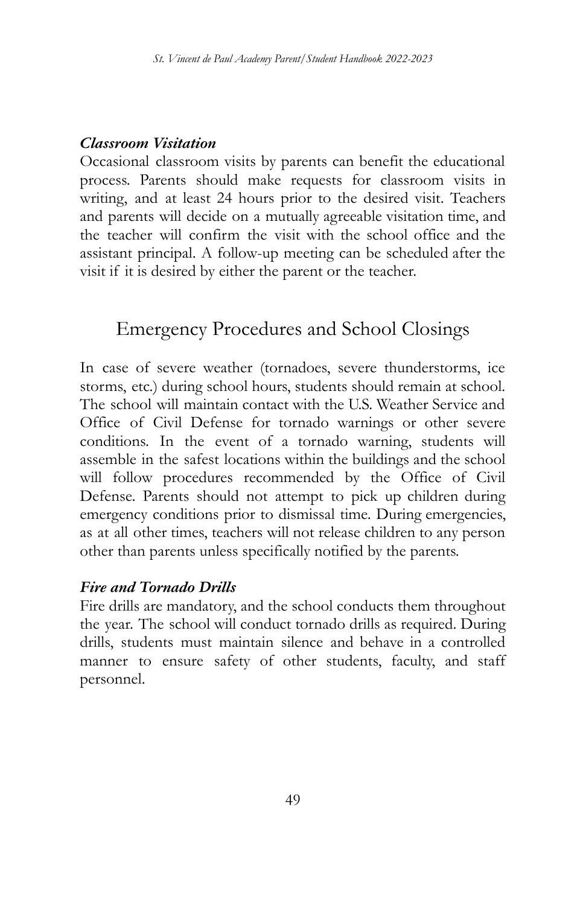### *Classroom Visitation*

Occasional classroom visits by parents can benefit the educational process. Parents should make requests for classroom visits in writing, and at least 24 hours prior to the desired visit. Teachers and parents will decide on a mutually agreeable visitation time, and the teacher will confirm the visit with the school office and the assistant principal. A follow-up meeting can be scheduled after the visit if it is desired by either the parent or the teacher.

## Emergency Procedures and School Closings

In case of severe weather (tornadoes, severe thunderstorms, ice storms, etc.) during school hours, students should remain at school. The school will maintain contact with the U.S. Weather Service and Office of Civil Defense for tornado warnings or other severe conditions. In the event of a tornado warning, students will assemble in the safest locations within the buildings and the school will follow procedures recommended by the Office of Civil Defense. Parents should not attempt to pick up children during emergency conditions prior to dismissal time. During emergencies, as at all other times, teachers will not release children to any person other than parents unless specifically notified by the parents.

### *Fire and Tornado Drills*

Fire drills are mandatory, and the school conducts them throughout the year. The school will conduct tornado drills as required. During drills, students must maintain silence and behave in a controlled manner to ensure safety of other students, faculty, and staff personnel.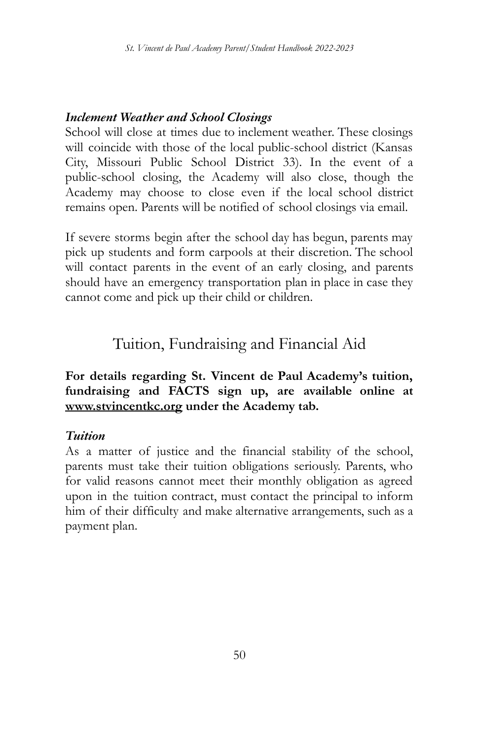### *Inclement Weather and School Closings*

School will close at times due to inclement weather. These closings will coincide with those of the local public-school district (Kansas City, Missouri Public School District 33). In the event of a public-school closing, the Academy will also close, though the Academy may choose to close even if the local school district remains open. Parents will be notified of school closings via email.

If severe storms begin after the school day has begun, parents may pick up students and form carpools at their discretion. The school will contact parents in the event of an early closing, and parents should have an emergency transportation plan in place in case they cannot come and pick up their child or children.

## Tuition, Fundraising and Financial Aid

**For details regarding St. Vincent de Paul Academy's tuition, fundraising and FACTS sign up, are available online at www.stvincentkc.org under the Academy tab.**

### *Tuition*

As a matter of justice and the financial stability of the school, parents must take their tuition obligations seriously. Parents, who for valid reasons cannot meet their monthly obligation as agreed upon in the tuition contract, must contact the principal to inform him of their difficulty and make alternative arrangements, such as a payment plan.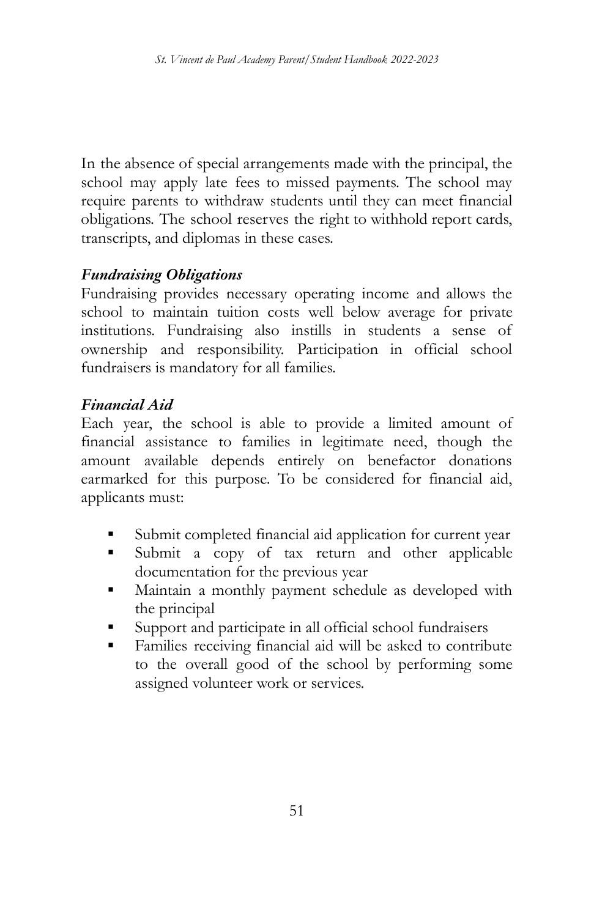In the absence of special arrangements made with the principal, the school may apply late fees to missed payments. The school may require parents to withdraw students until they can meet financial obligations. The school reserves the right to withhold report cards, transcripts, and diplomas in these cases.

### *Fundraising Obligations*

Fundraising provides necessary operating income and allows the school to maintain tuition costs well below average for private institutions. Fundraising also instills in students a sense of ownership and responsibility. Participation in official school fundraisers is mandatory for all families.

### *Financial Aid*

Each year, the school is able to provide a limited amount of financial assistance to families in legitimate need, though the amount available depends entirely on benefactor donations earmarked for this purpose. To be considered for financial aid, applicants must:

- Submit completed financial aid application for current year
- Submit a copy of tax return and other applicable documentation for the previous year
- Maintain a monthly payment schedule as developed with the principal
- Support and participate in all official school fundraisers
- Families receiving financial aid will be asked to contribute to the overall good of the school by performing some assigned volunteer work or services.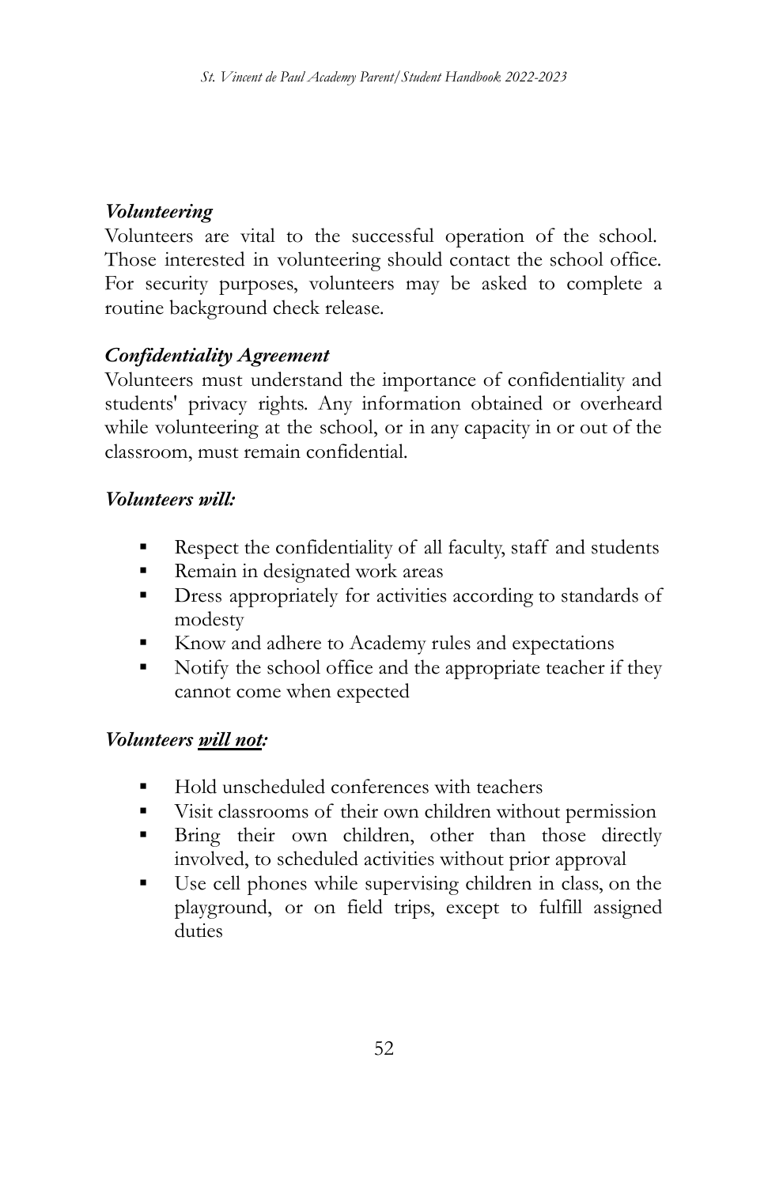### *Volunteering*

Volunteers are vital to the successful operation of the school. Those interested in volunteering should contact the school office. For security purposes, volunteers may be asked to complete a routine background check release.

### *Confidentiality Agreement*

Volunteers must understand the importance of confidentiality and students' privacy rights. Any information obtained or overheard while volunteering at the school, or in any capacity in or out of the classroom, must remain confidential.

### *Volunteers will:*

- Respect the confidentiality of all faculty, staff and students
- Remain in designated work areas
- Dress appropriately for activities according to standards of modesty
- Know and adhere to Academy rules and expectations
- Notify the school office and the appropriate teacher if they cannot come when expected

### *Volunteers <u>will not</u>:*

- Hold unscheduled conferences with teachers
- Visit classrooms of their own children without permission
- Bring their own children, other than those directly involved, to scheduled activities without prior approval
- Use cell phones while supervising children in class, on the playground, or on field trips, except to fulfill assigned duties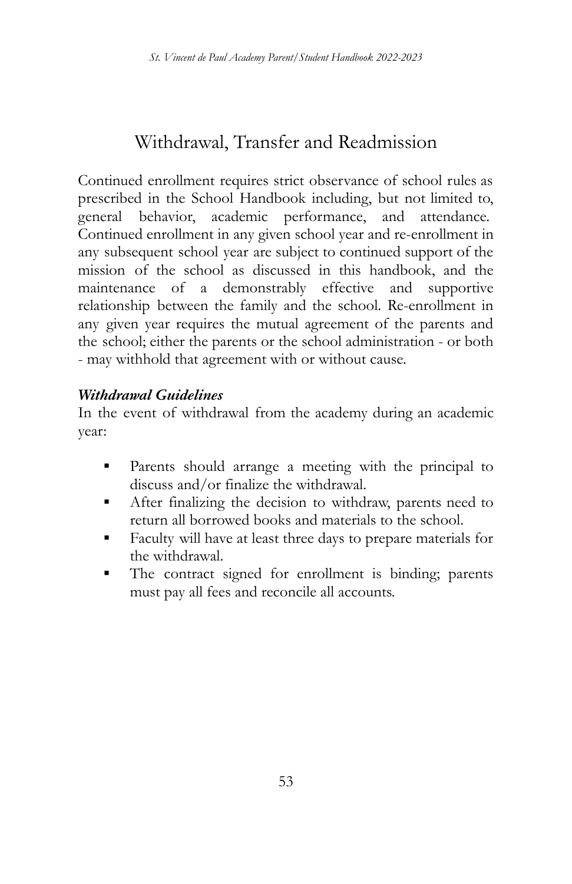# Withdrawal, Transfer and Readmission

Continued enrollment requires strict observance of school rules as prescribed in the School Handbook including, but not limited to, general behavior, academic performance, and attendance. Continued enrollment in any given school year and re-enrollment in any subsequent school year are subject to continued support of the mission of the school as discussed in this handbook, and the maintenance of a demonstrably effective and supportive relationship between the family and the school. Re-enrollment in any given year requires the mutual agreement of the parents and the school; either the parents or the school administration - or both - may withhold that agreement with or without cause.

***Withdrawal Guidelines***

In the event of withdrawal from the academy during an academic year:

- Parents should arrange a meeting with the principal to discuss and/or finalize the withdrawal.
- After finalizing the decision to withdraw, parents need to return all borrowed books and materials to the school.
- Faculty will have at least three days to prepare materials for the withdrawal.
- The contract signed for enrollment is binding; parents must pay all fees and reconcile all accounts.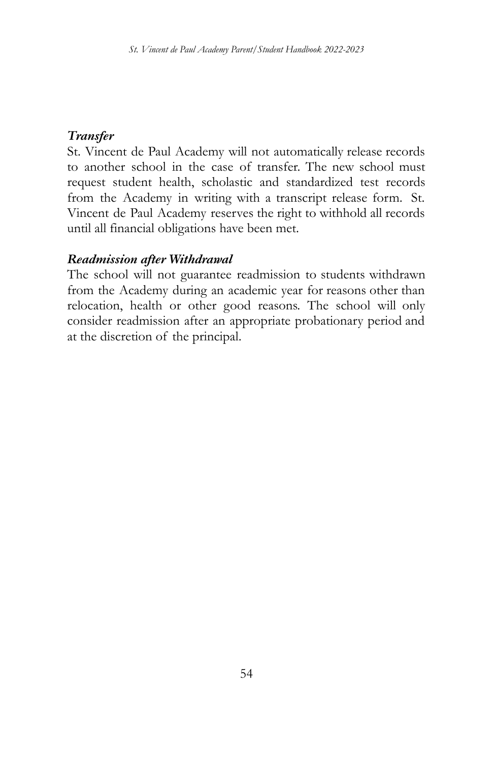### *Transfer*

St. Vincent de Paul Academy will not automatically release records to another school in the case of transfer. The new school must request student health, scholastic and standardized test records from the Academy in writing with a transcript release form. St. Vincent de Paul Academy reserves the right to withhold all records until all financial obligations have been met.

### *Readmission after Withdrawal*

The school will not guarantee readmission to students withdrawn from the Academy during an academic year for reasons other than relocation, health or other good reasons. The school will only consider readmission after an appropriate probationary period and at the discretion of the principal.